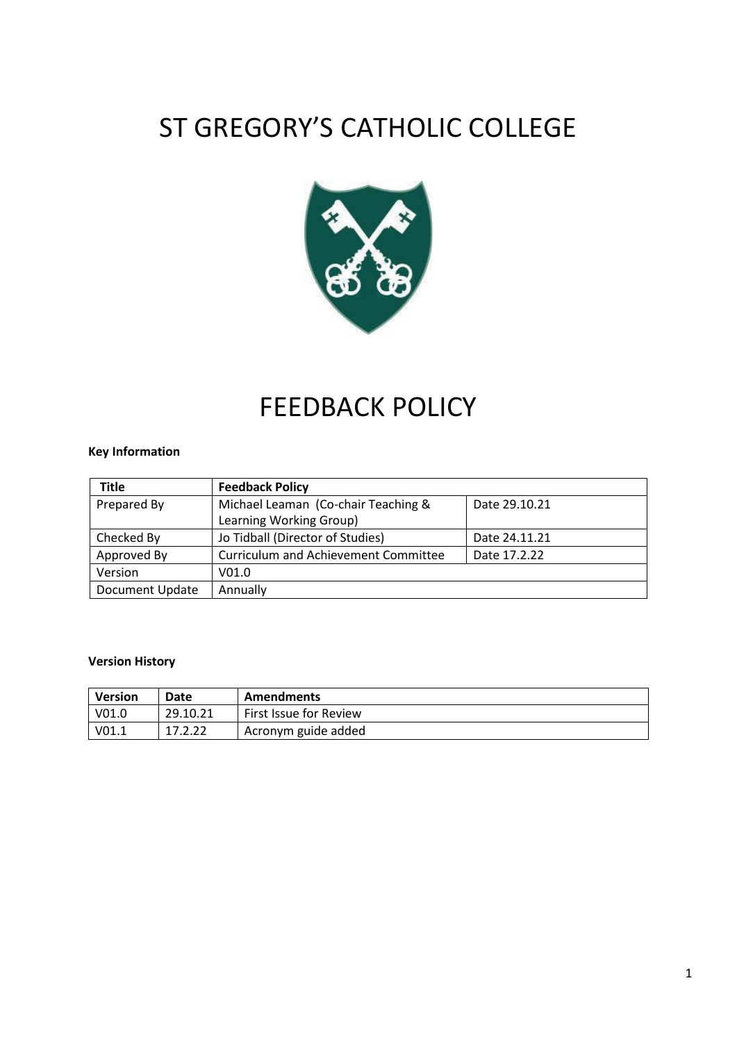# ST GREGORY'S CATHOLIC COLLEGE

# FEEDBACK POLICY

**Key Information**

| **Title** | **Feedback Policy** | |
|---|---|---|
| Prepared By | Michael Leaman (Co-chair Teaching & Learning Working Group) | Date 29.10.21 |
| Checked By | Jo Tidball (Director of Studies) | Date 24.11.21 |
| Approved By | Curriculum and Achievement Committee | Date 17.2.22 |
| Version | V01.0 | |
| Document Update | Annually | |

**Version History**

| **Version** | **Date** | **Amendments** |
|---|---|---|
| V01.0 | 29.10.21 | First Issue for Review |
| V01.1 | 17.2.22 | Acronym guide added |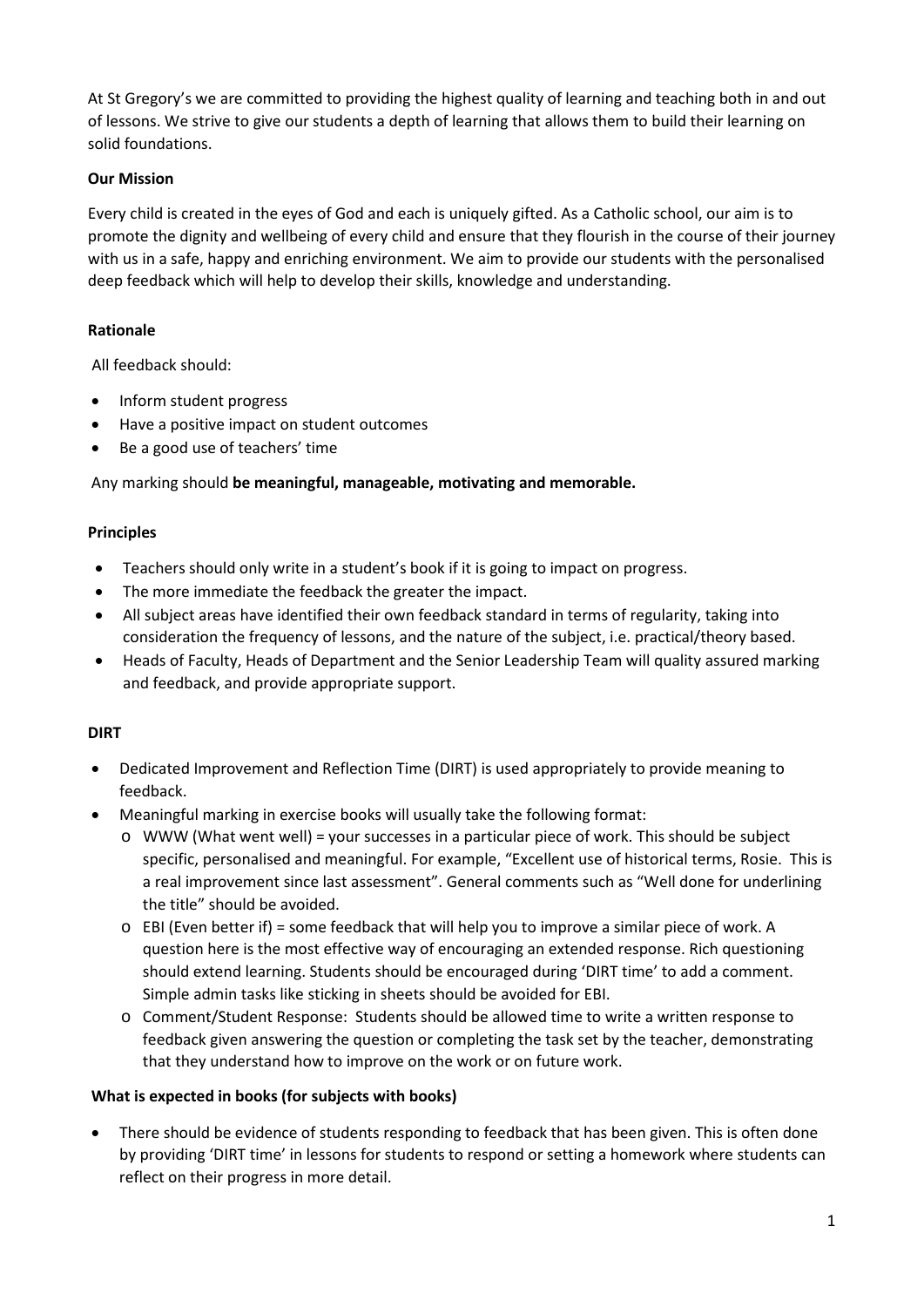At St Gregory's we are committed to providing the highest quality of learning and teaching both in and out of lessons. We strive to give our students a depth of learning that allows them to build their learning on solid foundations.

**Our Mission**

Every child is created in the eyes of God and each is uniquely gifted. As a Catholic school, our aim is to promote the dignity and wellbeing of every child and ensure that they flourish in the course of their journey with us in a safe, happy and enriching environment. We aim to provide our students with the personalised deep feedback which will help to develop their skills, knowledge and understanding.

**Rationale**

All feedback should:

- Inform student progress
- Have a positive impact on student outcomes
- Be a good use of teachers' time

Any marking should **be meaningful, manageable, motivating and memorable.**

**Principles**

- Teachers should only write in a student's book if it is going to impact on progress.
- The more immediate the feedback the greater the impact.
- All subject areas have identified their own feedback standard in terms of regularity, taking into consideration the frequency of lessons, and the nature of the subject, i.e. practical/theory based.
- Heads of Faculty, Heads of Department and the Senior Leadership Team will quality assured marking and feedback, and provide appropriate support.

**DIRT**

- Dedicated Improvement and Reflection Time (DIRT) is used appropriately to provide meaning to feedback.
- Meaningful marking in exercise books will usually take the following format:
  - WWW (What went well) = your successes in a particular piece of work. This should be subject specific, personalised and meaningful. For example, "Excellent use of historical terms, Rosie. This is a real improvement since last assessment". General comments such as "Well done for underlining the title" should be avoided.
  - EBI (Even better if) = some feedback that will help you to improve a similar piece of work. A question here is the most effective way of encouraging an extended response. Rich questioning should extend learning. Students should be encouraged during 'DIRT time' to add a comment. Simple admin tasks like sticking in sheets should be avoided for EBI.
  - Comment/Student Response: Students should be allowed time to write a written response to feedback given answering the question or completing the task set by the teacher, demonstrating that they understand how to improve on the work or on future work.

**What is expected in books (for subjects with books)**

- There should be evidence of students responding to feedback that has been given. This is often done by providing 'DIRT time' in lessons for students to respond or setting a homework where students can reflect on their progress in more detail.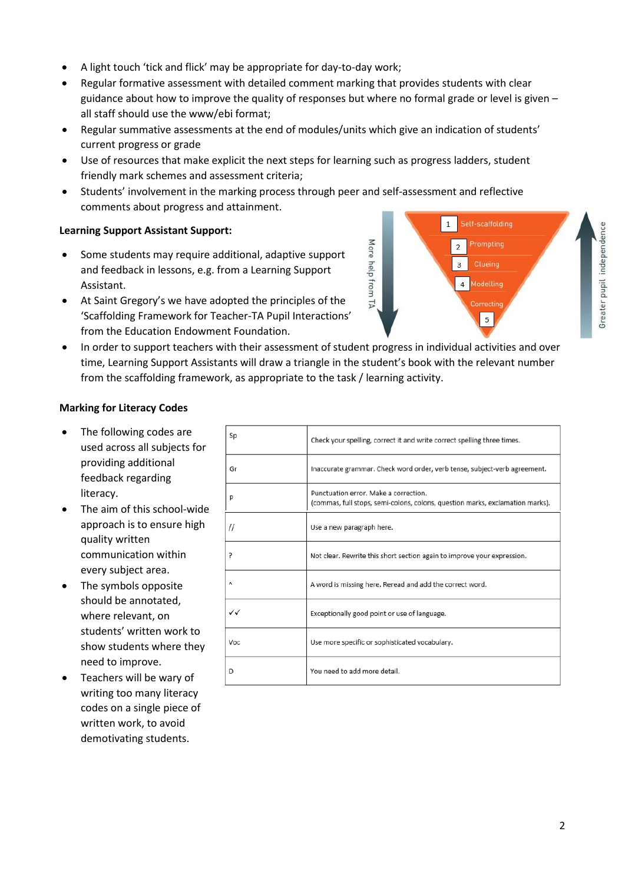- A light touch 'tick and flick' may be appropriate for day-to-day work;
- Regular formative assessment with detailed comment marking that provides students with clear guidance about how to improve the quality of responses but where no formal grade or level is given – all staff should use the www/ebi format;
- Regular summative assessments at the end of modules/units which give an indication of students' current progress or grade
- Use of resources that make explicit the next steps for learning such as progress ladders, student friendly mark schemes and assessment criteria;
- Students' involvement in the marking process through peer and self-assessment and reflective comments about progress and attainment.

**Learning Support Assistant Support:**

- Some students may require additional, adaptive support and feedback in lessons, e.g. from a Learning Support Assistant.
- At Saint Gregory's we have adopted the principles of the 'Scaffolding Framework for Teacher-TA Pupil Interactions' from the Education Endowment Foundation.

More help from TA

1 Self-scaffolding
2 Prompting
3 Clueing
4 Modelling
5 Correcting

Greater pupil independence

- In order to support teachers with their assessment of student progress in individual activities and over time, Learning Support Assistants will draw a triangle in the student's book with the relevant number from the scaffolding framework, as appropriate to the task / learning activity.

**Marking for Literacy Codes**

- The following codes are used across all subjects for providing additional feedback regarding literacy.
- The aim of this school-wide approach is to ensure high quality written communication within every subject area.
- The symbols opposite should be annotated, where relevant, on students' written work to show students where they need to improve.
- Teachers will be wary of writing too many literacy codes on a single piece of written work, to avoid demotivating students.

| | |
|---|---|
| Sp | Check your spelling, correct it and write correct spelling three times. |
| Gr | Inaccurate grammar. Check word order, verb tense, subject-verb agreement. |
| p | Punctuation error. Make a correction.<br>(commas, full stops, semi-colons, colons, question marks, exclamation marks). |
| // | Use a new paragraph here. |
| ? | Not clear. Rewrite this short section again to improve your expression. |
| ^ | A word is missing here. Reread and add the correct word. |
| ✓✓ | Exceptionally good point or use of language. |
| Voc | Use more specific or sophisticated vocabulary. |
| D | You need to add more detail. |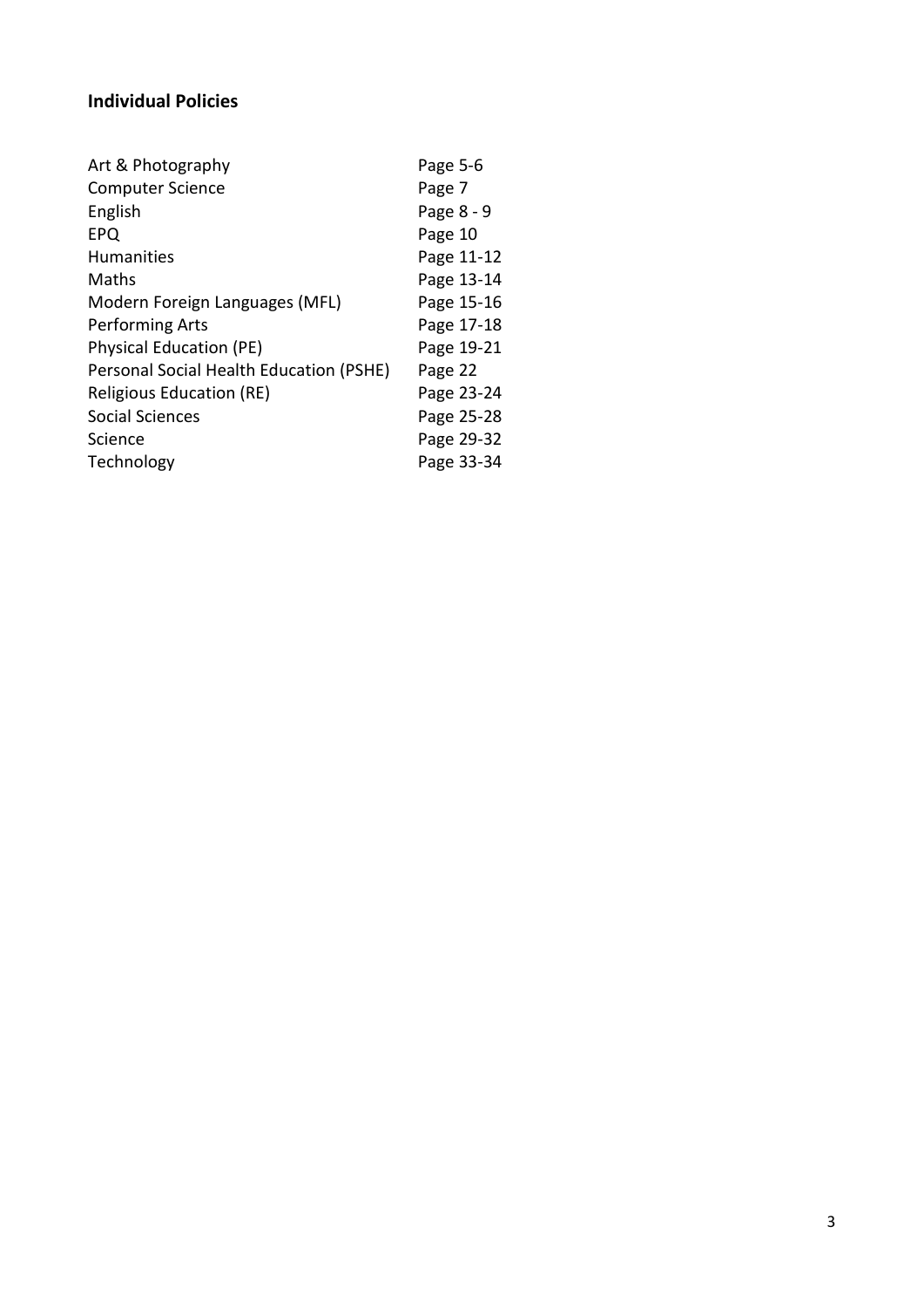## Individual Policies

| | |
|---|---|
| Art & Photography | Page 5-6 |
| Computer Science | Page 7 |
| English | Page 8 - 9 |
| EPQ | Page 10 |
| Humanities | Page 11-12 |
| Maths | Page 13-14 |
| Modern Foreign Languages (MFL) | Page 15-16 |
| Performing Arts | Page 17-18 |
| Physical Education (PE) | Page 19-21 |
| Personal Social Health Education (PSHE) | Page 22 |
| Religious Education (RE) | Page 23-24 |
| Social Sciences | Page 25-28 |
| Science | Page 29-32 |
| Technology | Page 33-34 |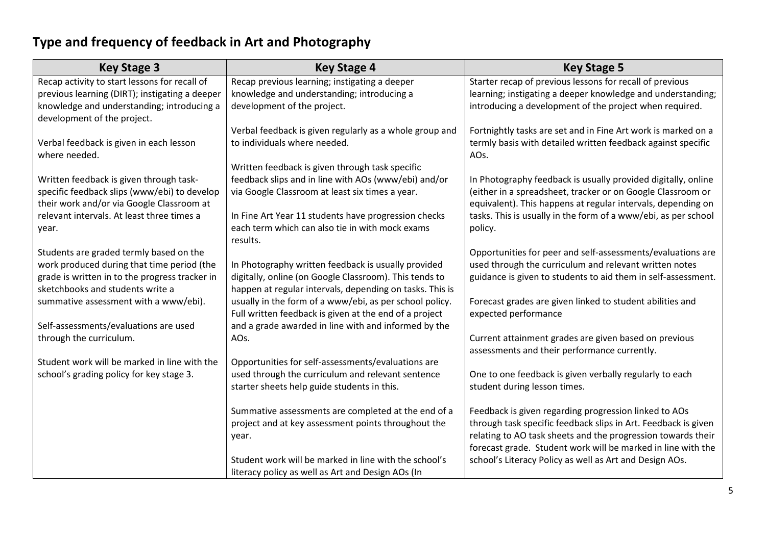## Type and frequency of feedback in Art and Photography

| Key Stage 3 | Key Stage 4 | Key Stage 5 |
|---|---|---|
| Recap activity to start lessons for recall of previous learning (DIRT); instigating a deeper knowledge and understanding; introducing a development of the project.<br><br>Verbal feedback is given in each lesson where needed.<br><br>Written feedback is given through task-specific feedback slips (www/ebi) to develop their work and/or via Google Classroom at relevant intervals. At least three times a year.<br><br>Students are graded termly based on the work produced during that time period (the grade is written in to the progress tracker in sketchbooks and students write a summative assessment with a www/ebi).<br><br>Self-assessments/evaluations are used through the curriculum.<br><br>Student work will be marked in line with the school's grading policy for key stage 3. | Recap previous learning; instigating a deeper knowledge and understanding; introducing a development of the project.<br><br>Verbal feedback is given regularly as a whole group and to individuals where needed.<br><br>Written feedback is given through task specific feedback slips and in line with AOs (www/ebi) and/or via Google Classroom at least six times a year.<br><br>In Fine Art Year 11 students have progression checks each term which can also tie in with mock exams results.<br><br>In Photography written feedback is usually provided digitally, online (on Google Classroom). This tends to happen at regular intervals, depending on tasks. This is usually in the form of a www/ebi, as per school policy. Full written feedback is given at the end of a project and a grade awarded in line with and informed by the AOs.<br><br>Opportunities for self-assessments/evaluations are used through the curriculum and relevant sentence starter sheets help guide students in this.<br><br>Summative assessments are completed at the end of a project and at key assessment points throughout the year.<br><br>Student work will be marked in line with the school's literacy policy as well as Art and Design AOs (In | Starter recap of previous lessons for recall of previous learning; instigating a deeper knowledge and understanding; introducing a development of the project when required.<br><br>Fortnightly tasks are set and in Fine Art work is marked on a termly basis with detailed written feedback against specific AOs.<br><br>In Photography feedback is usually provided digitally, online (either in a spreadsheet, tracker or on Google Classroom or equivalent). This happens at regular intervals, depending on tasks. This is usually in the form of a www/ebi, as per school policy.<br><br>Opportunities for peer and self-assessments/evaluations are used through the curriculum and relevant written notes guidance is given to students to aid them in self-assessment.<br><br>Forecast grades are given linked to student abilities and expected performance<br><br>Current attainment grades are given based on previous assessments and their performance currently.<br><br>One to one feedback is given verbally regularly to each student during lesson times.<br><br>Feedback is given regarding progression linked to AOs through task specific feedback slips in Art. Feedback is given relating to AO task sheets and the progression towards their forecast grade. Student work will be marked in line with the school's Literacy Policy as well as Art and Design AOs. |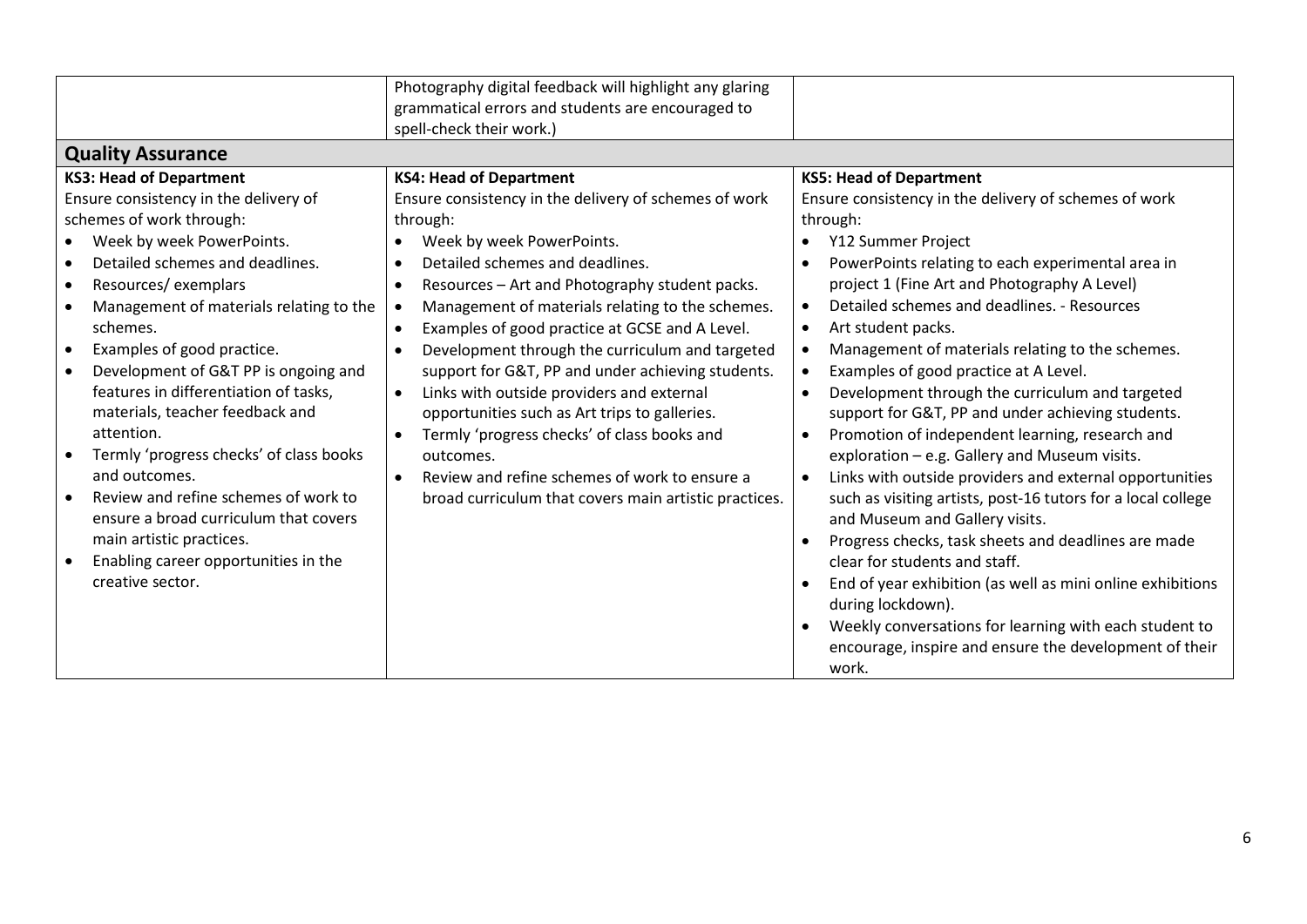| | Photography digital feedback will highlight any glaring grammatical errors and students are encouraged to spell-check their work.) | |
|---|---|---|
| **Quality Assurance** | | |
| **KS3: Head of Department**<br>Ensure consistency in the delivery of schemes of work through:<br>• Week by week PowerPoints.<br>• Detailed schemes and deadlines.<br>• Resources/ exemplars<br>• Management of materials relating to the schemes.<br>• Examples of good practice.<br>• Development of G&T PP is ongoing and features in differentiation of tasks, materials, teacher feedback and attention.<br>• Termly 'progress checks' of class books and outcomes.<br>• Review and refine schemes of work to ensure a broad curriculum that covers main artistic practices.<br>• Enabling career opportunities in the creative sector. | **KS4: Head of Department**<br>Ensure consistency in the delivery of schemes of work through:<br>• Week by week PowerPoints.<br>• Detailed schemes and deadlines.<br>• Resources – Art and Photography student packs.<br>• Management of materials relating to the schemes.<br>• Examples of good practice at GCSE and A Level.<br>• Development through the curriculum and targeted support for G&T, PP and under achieving students.<br>• Links with outside providers and external opportunities such as Art trips to galleries.<br>• Termly 'progress checks' of class books and outcomes.<br>• Review and refine schemes of work to ensure a broad curriculum that covers main artistic practices. | **KS5: Head of Department**<br>Ensure consistency in the delivery of schemes of work through:<br>• Y12 Summer Project<br>• PowerPoints relating to each experimental area in project 1 (Fine Art and Photography A Level)<br>• Detailed schemes and deadlines. - Resources<br>• Art student packs.<br>• Management of materials relating to the schemes.<br>• Examples of good practice at A Level.<br>• Development through the curriculum and targeted support for G&T, PP and under achieving students.<br>• Promotion of independent learning, research and exploration – e.g. Gallery and Museum visits.<br>• Links with outside providers and external opportunities such as visiting artists, post-16 tutors for a local college and Museum and Gallery visits.<br>• Progress checks, task sheets and deadlines are made clear for students and staff.<br>• End of year exhibition (as well as mini online exhibitions during lockdown).<br>• Weekly conversations for learning with each student to encourage, inspire and ensure the development of their work. |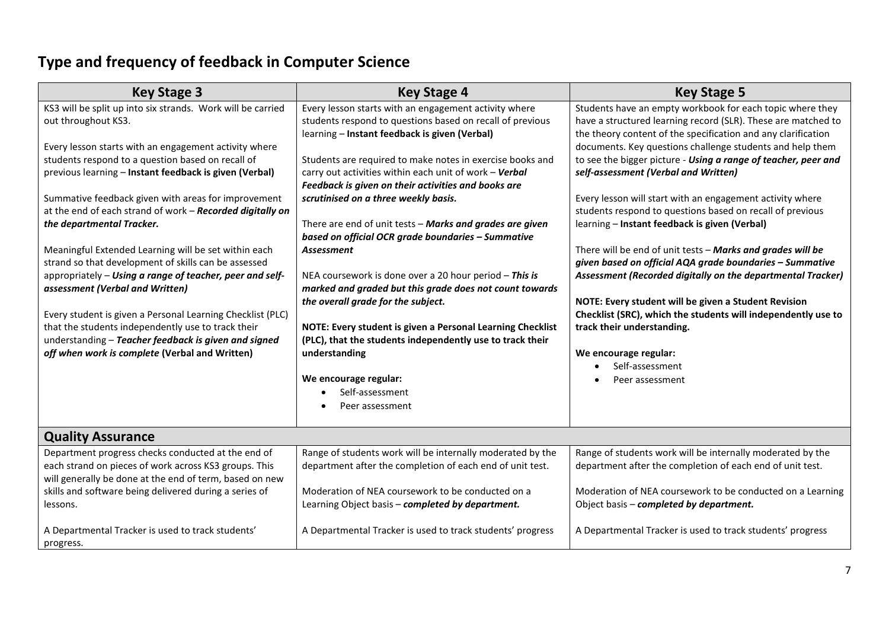## Type and frequency of feedback in Computer Science

| Key Stage 3 | Key Stage 4 | Key Stage 5 |
|---|---|---|
| KS3 will be split up into six strands. Work will be carried out throughout KS3.<br><br>Every lesson starts with an engagement activity where students respond to a question based on recall of previous learning – **Instant feedback is given (Verbal)**<br><br>Summative feedback given with areas for improvement at the end of each strand of work – ***Recorded digitally on the departmental Tracker.***<br><br>Meaningful Extended Learning will be set within each strand so that development of skills can be assessed appropriately – ***Using a range of teacher, peer and self-assessment*** **(Verbal and Written)**<br><br>Every student is given a Personal Learning Checklist (PLC) that the students independently use to track their understanding – ***Teacher feedback is given and signed off when work is complete*** **(Verbal and Written)** | Every lesson starts with an engagement activity where students respond to questions based on recall of previous learning – **Instant feedback is given (Verbal)**<br><br>Students are required to make notes in exercise books and carry out activities within each unit of work – ***Verbal Feedback is given on their activities and books are scrutinised on a three weekly basis.***<br><br>There are end of unit tests – ***Marks and grades are given based on official OCR grade boundaries – Summative Assessment***<br><br>NEA coursework is done over a 20 hour period – ***This is marked and graded but this grade does not count towards the overall grade for the subject.***<br><br>**NOTE: Every student is given a Personal Learning Checklist (PLC), that the students independently use to track their understanding**<br><br>**We encourage regular:**<br>• Self-assessment<br>• Peer assessment | Students have an empty workbook for each topic where they have a structured learning record (SLR). These are matched to the theory content of the specification and any clarification documents. Key questions challenge students and help them to see the bigger picture - ***Using a range of teacher, peer and self-assessment (Verbal and Written)***<br><br>Every lesson will start with an engagement activity where students respond to questions based on recall of previous learning – **Instant feedback is given (Verbal)**<br><br>There will be end of unit tests – ***Marks and grades will be given based on official AQA grade boundaries – Summative Assessment (Recorded digitally on the departmental Tracker)***<br><br>**NOTE: Every student will be given a Student Revision Checklist (SRC), which the students will independently use to track their understanding.**<br><br>**We encourage regular:**<br>• Self-assessment<br>• Peer assessment |
| **Quality Assurance** | | |
| Department progress checks conducted at the end of each strand on pieces of work across KS3 groups. This will generally be done at the end of term, based on new skills and software being delivered during a series of lessons.<br><br>A Departmental Tracker is used to track students' progress. | Range of students work will be internally moderated by the department after the completion of each end of unit test.<br><br>Moderation of NEA coursework to be conducted on a Learning Object basis – ***completed by department.***<br><br>A Departmental Tracker is used to track students' progress | Range of students work will be internally moderated by the department after the completion of each end of unit test.<br><br>Moderation of NEA coursework to be conducted on a Learning Object basis – ***completed by department.***<br><br>A Departmental Tracker is used to track students' progress |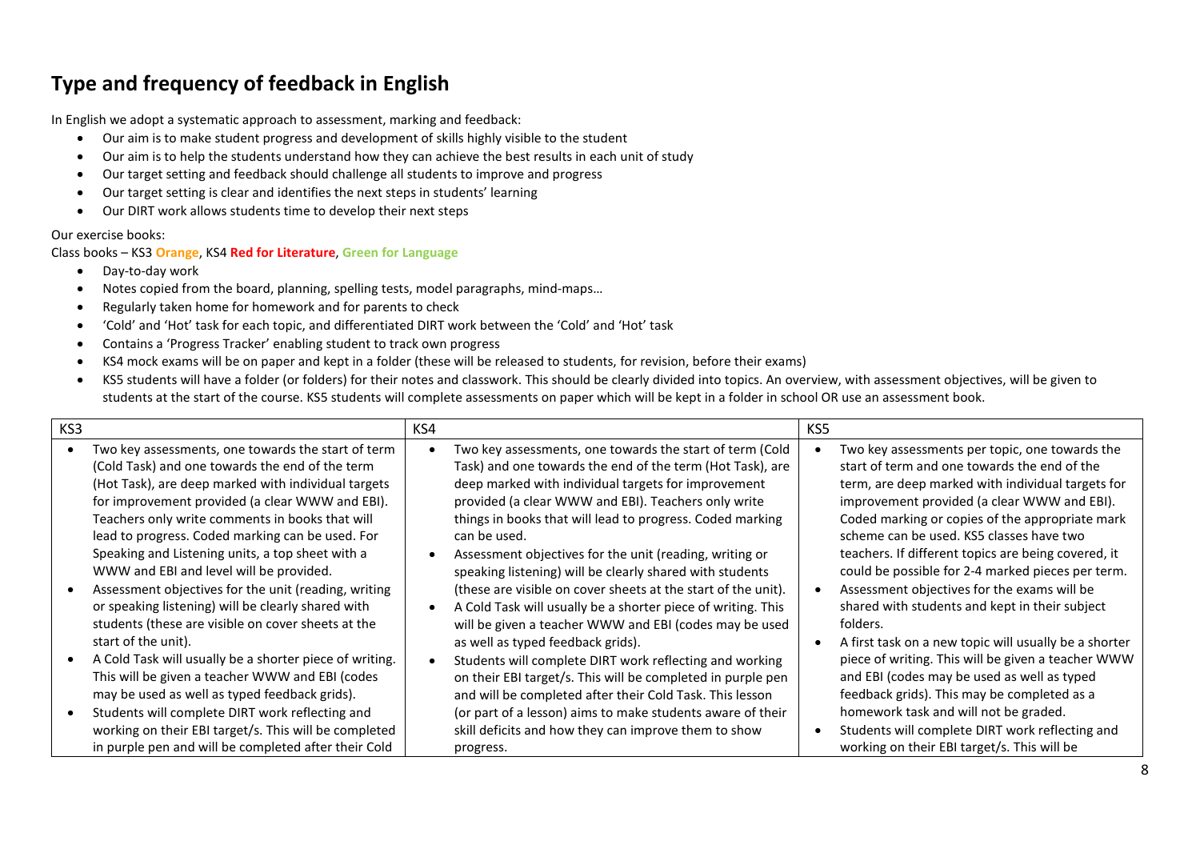# Type and frequency of feedback in English

In English we adopt a systematic approach to assessment, marking and feedback:

- Our aim is to make student progress and development of skills highly visible to the student
- Our aim is to help the students understand how they can achieve the best results in each unit of study
- Our target setting and feedback should challenge all students to improve and progress
- Our target setting is clear and identifies the next steps in students' learning
- Our DIRT work allows students time to develop their next steps

Our exercise books:

Class books – KS3 **Orange**, KS4 **Red for Literature**, **Green for Language**

- Day-to-day work
- Notes copied from the board, planning, spelling tests, model paragraphs, mind-maps…
- Regularly taken home for homework and for parents to check
- 'Cold' and 'Hot' task for each topic, and differentiated DIRT work between the 'Cold' and 'Hot' task
- Contains a 'Progress Tracker' enabling student to track own progress
- KS4 mock exams will be on paper and kept in a folder (these will be released to students, for revision, before their exams)
- KS5 students will have a folder (or folders) for their notes and classwork. This should be clearly divided into topics. An overview, with assessment objectives, will be given to students at the start of the course. KS5 students will complete assessments on paper which will be kept in a folder in school OR use an assessment book.

| KS3 | KS4 | KS5 |
|---|---|---|
| • Two key assessments, one towards the start of term (Cold Task) and one towards the end of the term (Hot Task), are deep marked with individual targets for improvement provided (a clear WWW and EBI). Teachers only write comments in books that will lead to progress. Coded marking can be used. For Speaking and Listening units, a top sheet with a WWW and EBI and level will be provided.<br>• Assessment objectives for the unit (reading, writing or speaking listening) will be clearly shared with students (these are visible on cover sheets at the start of the unit).<br>• A Cold Task will usually be a shorter piece of writing. This will be given a teacher WWW and EBI (codes may be used as well as typed feedback grids).<br>• Students will complete DIRT work reflecting and working on their EBI target/s. This will be completed in purple pen and will be completed after their Cold | • Two key assessments, one towards the start of term (Cold Task) and one towards the end of the term (Hot Task), are deep marked with individual targets for improvement provided (a clear WWW and EBI). Teachers only write things in books that will lead to progress. Coded marking can be used.<br>• Assessment objectives for the unit (reading, writing or speaking listening) will be clearly shared with students (these are visible on cover sheets at the start of the unit).<br>• A Cold Task will usually be a shorter piece of writing. This will be given a teacher WWW and EBI (codes may be used as well as typed feedback grids).<br>• Students will complete DIRT work reflecting and working on their EBI target/s. This will be completed in purple pen and will be completed after their Cold Task. This lesson (or part of a lesson) aims to make students aware of their skill deficits and how they can improve them to show progress. | • Two key assessments per topic, one towards the start of term and one towards the end of the term, are deep marked with individual targets for improvement provided (a clear WWW and EBI). Coded marking or copies of the appropriate mark scheme can be used. KS5 classes have two teachers. If different topics are being covered, it could be possible for 2-4 marked pieces per term.<br>• Assessment objectives for the exams will be shared with students and kept in their subject folders.<br>• A first task on a new topic will usually be a shorter piece of writing. This will be given a teacher WWW and EBI (codes may be used as well as typed feedback grids). This may be completed as a homework task and will not be graded.<br>• Students will complete DIRT work reflecting and working on their EBI target/s. This will be |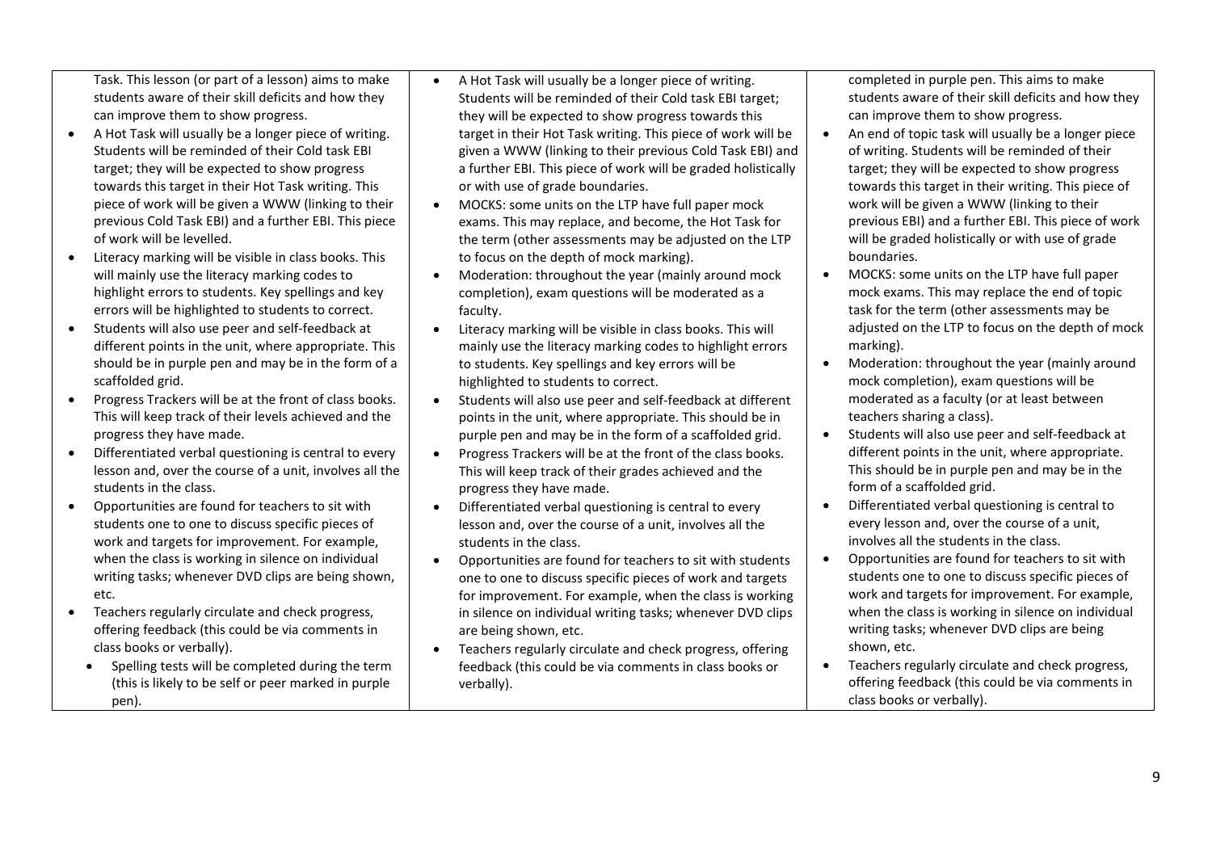| | | |
|---|---|---|
| Task. This lesson (or part of a lesson) aims to make students aware of their skill deficits and how they can improve them to show progress.<br>• A Hot Task will usually be a longer piece of writing. Students will be reminded of their Cold task EBI target; they will be expected to show progress towards this target in their Hot Task writing. This piece of work will be given a WWW (linking to their previous Cold Task EBI) and a further EBI. This piece of work will be levelled.<br>• Literacy marking will be visible in class books. This will mainly use the literacy marking codes to highlight errors to students. Key spellings and key errors will be highlighted to students to correct.<br>• Students will also use peer and self-feedback at different points in the unit, where appropriate. This should be in purple pen and may be in the form of a scaffolded grid.<br>• Progress Trackers will be at the front of class books. This will keep track of their levels achieved and the progress they have made.<br>• Differentiated verbal questioning is central to every lesson and, over the course of a unit, involves all the students in the class.<br>• Opportunities are found for teachers to sit with students one to one to discuss specific pieces of work and targets for improvement. For example, when the class is working in silence on individual writing tasks; whenever DVD clips are being shown, etc.<br>• Teachers regularly circulate and check progress, offering feedback (this could be via comments in class books or verbally).<br>• Spelling tests will be completed during the term (this is likely to be self or peer marked in purple pen). | • A Hot Task will usually be a longer piece of writing. Students will be reminded of their Cold task EBI target; they will be expected to show progress towards this target in their Hot Task writing. This piece of work will be given a WWW (linking to their previous Cold Task EBI) and a further EBI. This piece of work will be graded holistically or with use of grade boundaries.<br>• MOCKS: some units on the LTP have full paper mock exams. This may replace, and become, the Hot Task for the term (other assessments may be adjusted on the LTP to focus on the depth of mock marking).<br>• Moderation: throughout the year (mainly around mock completion), exam questions will be moderated as a faculty.<br>• Literacy marking will be visible in class books. This will mainly use the literacy marking codes to highlight errors to students. Key spellings and key errors will be highlighted to students to correct.<br>• Students will also use peer and self-feedback at different points in the unit, where appropriate. This should be in purple pen and may be in the form of a scaffolded grid.<br>• Progress Trackers will be at the front of the class books. This will keep track of their grades achieved and the progress they have made.<br>• Differentiated verbal questioning is central to every lesson and, over the course of a unit, involves all the students in the class.<br>• Opportunities are found for teachers to sit with students one to one to discuss specific pieces of work and targets for improvement. For example, when the class is working in silence on individual writing tasks; whenever DVD clips are being shown, etc.<br>• Teachers regularly circulate and check progress, offering feedback (this could be via comments in class books or verbally). | completed in purple pen. This aims to make students aware of their skill deficits and how they can improve them to show progress.<br>• An end of topic task will usually be a longer piece of writing. Students will be reminded of their target; they will be expected to show progress towards this target in their writing. This piece of work will be given a WWW (linking to their previous EBI) and a further EBI. This piece of work will be graded holistically or with use of grade boundaries.<br>• MOCKS: some units on the LTP have full paper mock exams. This may replace the end of topic task for the term (other assessments may be adjusted on the LTP to focus on the depth of mock marking).<br>• Moderation: throughout the year (mainly around mock completion), exam questions will be moderated as a faculty (or at least between teachers sharing a class).<br>• Students will also use peer and self-feedback at different points in the unit, where appropriate. This should be in purple pen and may be in the form of a scaffolded grid.<br>• Differentiated verbal questioning is central to every lesson and, over the course of a unit, involves all the students in the class.<br>• Opportunities are found for teachers to sit with students one to one to discuss specific pieces of work and targets for improvement. For example, when the class is working in silence on individual writing tasks; whenever DVD clips are being shown, etc.<br>• Teachers regularly circulate and check progress, offering feedback (this could be via comments in class books or verbally). |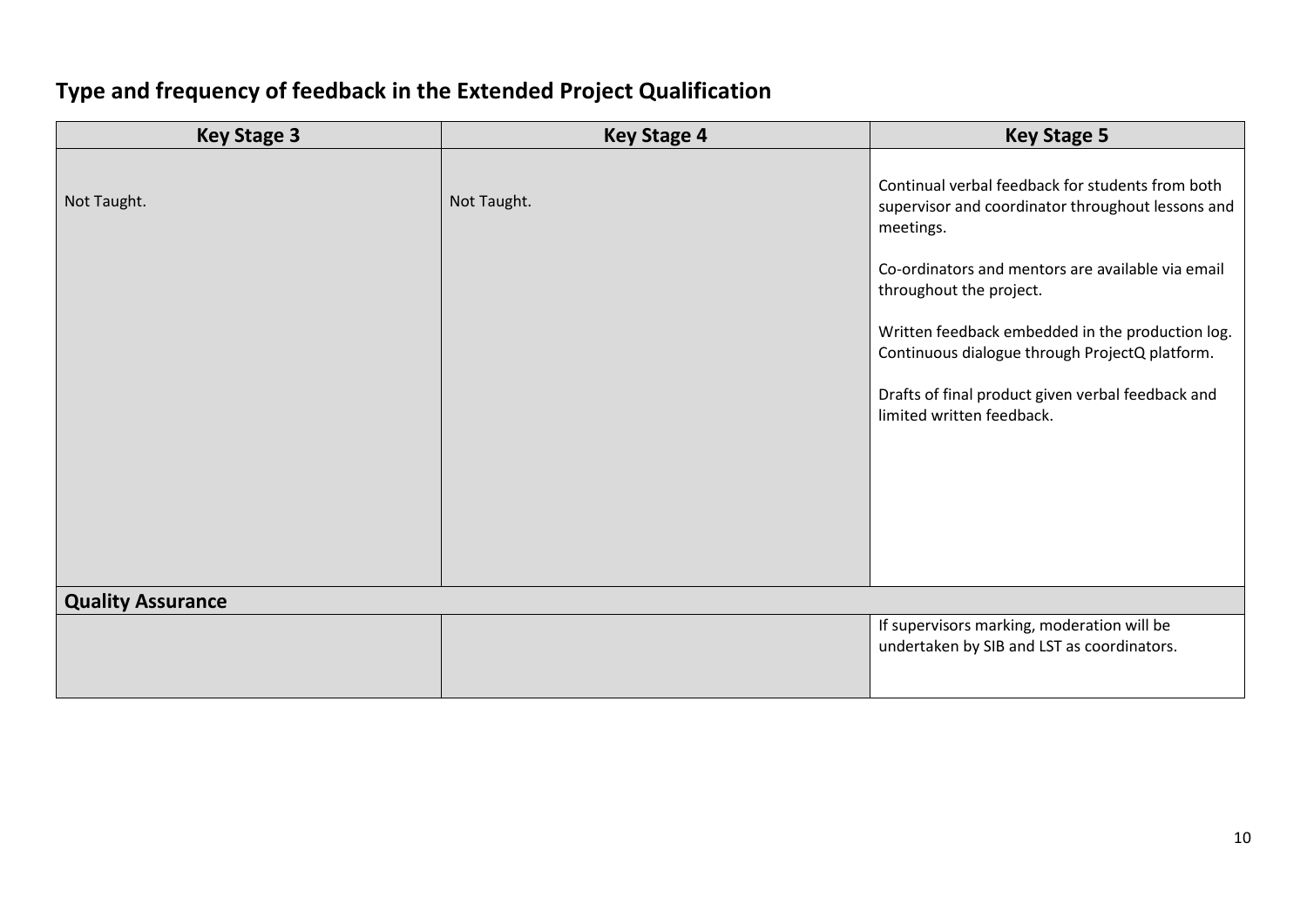# Type and frequency of feedback in the Extended Project Qualification

| Key Stage 3 | Key Stage 4 | Key Stage 5 |
| --- | --- | --- |
| Not Taught. | Not Taught. | Continual verbal feedback for students from both supervisor and coordinator throughout lessons and meetings.<br><br>Co-ordinators and mentors are available via email throughout the project.<br><br>Written feedback embedded in the production log. Continuous dialogue through ProjectQ platform.<br><br>Drafts of final product given verbal feedback and limited written feedback. |
| **Quality Assurance** | | |
| | | If supervisors marking, moderation will be undertaken by SIB and LST as coordinators. |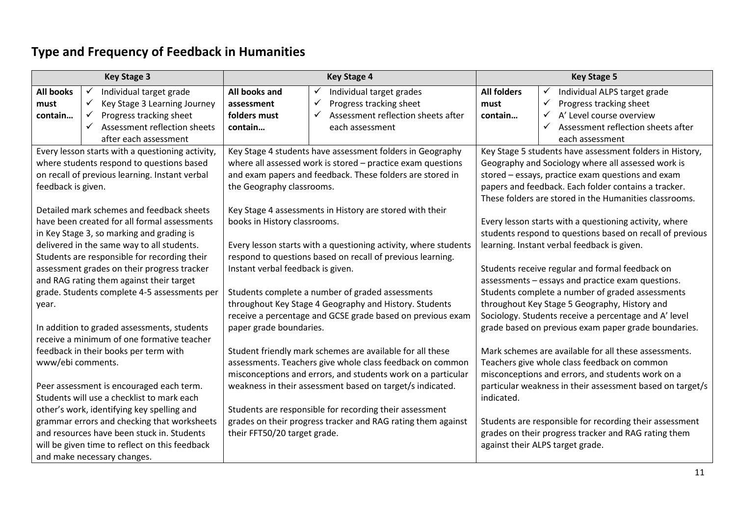# Type and Frequency of Feedback in Humanities

| Key Stage 3 | | Key Stage 4 | | Key Stage 5 | |
|---|---|---|---|---|---|
| **All books must contain…** | ✓ Individual target grade<br>✓ Key Stage 3 Learning Journey<br>✓ Progress tracking sheet<br>✓ Assessment reflection sheets after each assessment | **All books and assessment folders must contain…** | ✓ Individual target grades<br>✓ Progress tracking sheet<br>✓ Assessment reflection sheets after each assessment | **All folders must contain…** | ✓ Individual ALPS target grade<br>✓ Progress tracking sheet<br>✓ A' Level course overview<br>✓ Assessment reflection sheets after each assessment |
| Every lesson starts with a questioning activity, where students respond to questions based on recall of previous learning. Instant verbal feedback is given.<br><br>Detailed mark schemes and feedback sheets have been created for all formal assessments in Key Stage 3, so marking and grading is delivered in the same way to all students. Students are responsible for recording their assessment grades on their progress tracker and RAG rating them against their target grade. Students complete 4-5 assessments per year.<br><br>In addition to graded assessments, students receive a minimum of one formative teacher feedback in their books per term with www/ebi comments.<br><br>Peer assessment is encouraged each term. Students will use a checklist to mark each other's work, identifying key spelling and grammar errors and checking that worksheets and resources have been stuck in. Students will be given time to reflect on this feedback and make necessary changes. | | Key Stage 4 students have assessment folders in Geography where all assessed work is stored – practice exam questions and exam papers and feedback. These folders are stored in the Geography classrooms.<br><br>Key Stage 4 assessments in History are stored with their books in History classrooms.<br><br>Every lesson starts with a questioning activity, where students respond to questions based on recall of previous learning. Instant verbal feedback is given.<br><br>Students complete a number of graded assessments throughout Key Stage 4 Geography and History. Students receive a percentage and GCSE grade based on previous exam paper grade boundaries.<br><br>Student friendly mark schemes are available for all these assessments. Teachers give whole class feedback on common misconceptions and errors, and students work on a particular weakness in their assessment based on target/s indicated.<br><br>Students are responsible for recording their assessment grades on their progress tracker and RAG rating them against their FFT50/20 target grade. | | Key Stage 5 students have assessment folders in History, Geography and Sociology where all assessed work is stored – essays, practice exam questions and exam papers and feedback. Each folder contains a tracker. These folders are stored in the Humanities classrooms.<br><br>Every lesson starts with a questioning activity, where students respond to questions based on recall of previous learning. Instant verbal feedback is given.<br><br>Students receive regular and formal feedback on assessments – essays and practice exam questions. Students complete a number of graded assessments throughout Key Stage 5 Geography, History and Sociology. Students receive a percentage and A' level grade based on previous exam paper grade boundaries.<br><br>Mark schemes are available for all these assessments. Teachers give whole class feedback on common misconceptions and errors, and students work on a particular weakness in their assessment based on target/s indicated.<br><br>Students are responsible for recording their assessment grades on their progress tracker and RAG rating them against their ALPS target grade. | |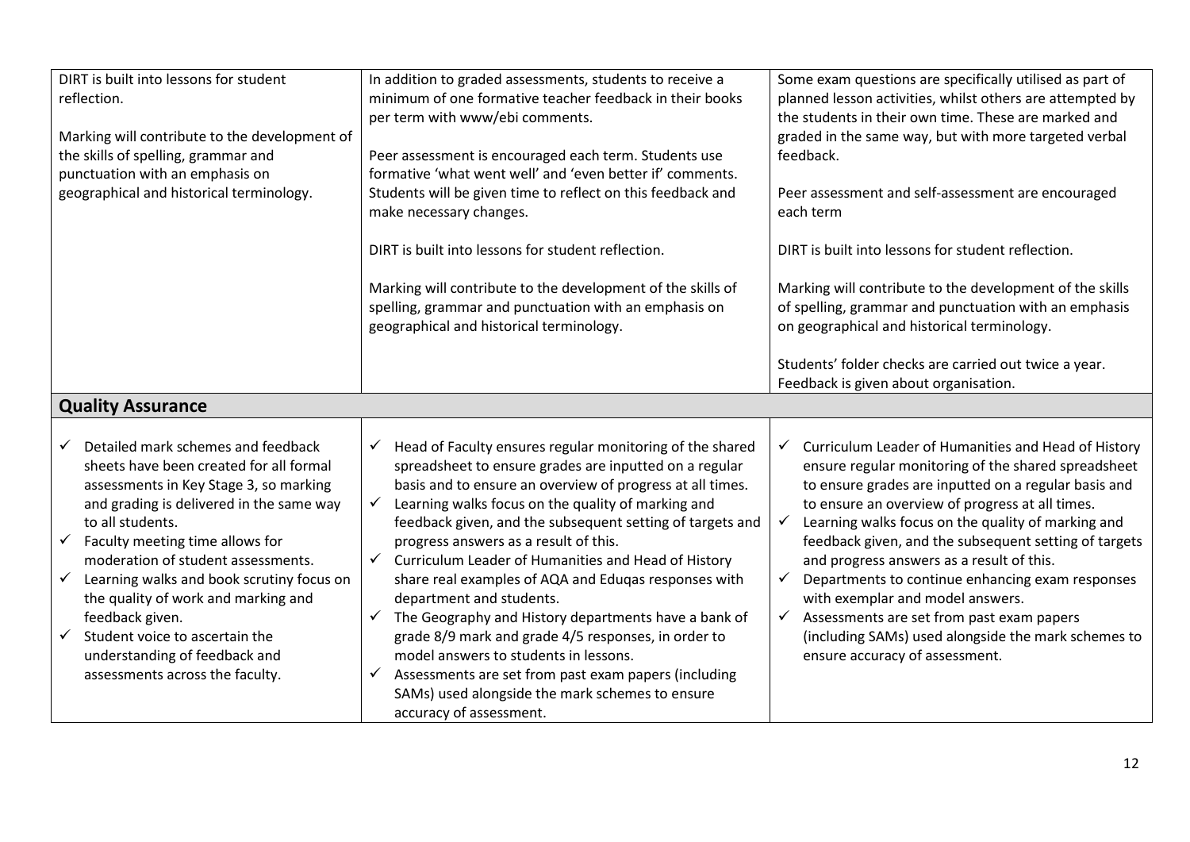| | | |
|---|---|---|
| DIRT is built into lessons for student reflection.<br><br>Marking will contribute to the development of the skills of spelling, grammar and punctuation with an emphasis on geographical and historical terminology. | In addition to graded assessments, students to receive a minimum of one formative teacher feedback in their books per term with www/ebi comments.<br><br>Peer assessment is encouraged each term. Students use formative 'what went well' and 'even better if' comments. Students will be given time to reflect on this feedback and make necessary changes.<br><br>DIRT is built into lessons for student reflection.<br><br>Marking will contribute to the development of the skills of spelling, grammar and punctuation with an emphasis on geographical and historical terminology. | Some exam questions are specifically utilised as part of planned lesson activities, whilst others are attempted by the students in their own time. These are marked and graded in the same way, but with more targeted verbal feedback.<br><br>Peer assessment and self-assessment are encouraged each term<br><br>DIRT is built into lessons for student reflection.<br><br>Marking will contribute to the development of the skills of spelling, grammar and punctuation with an emphasis on geographical and historical terminology.<br><br>Students' folder checks are carried out twice a year. Feedback is given about organisation. |
| **Quality Assurance** | | |
| ✓ Detailed mark schemes and feedback sheets have been created for all formal assessments in Key Stage 3, so marking and grading is delivered in the same way to all students.<br>✓ Faculty meeting time allows for moderation of student assessments.<br>✓ Learning walks and book scrutiny focus on the quality of work and marking and feedback given.<br>✓ Student voice to ascertain the understanding of feedback and assessments across the faculty. | ✓ Head of Faculty ensures regular monitoring of the shared spreadsheet to ensure grades are inputted on a regular basis and to ensure an overview of progress at all times.<br>✓ Learning walks focus on the quality of marking and feedback given, and the subsequent setting of targets and progress answers as a result of this.<br>✓ Curriculum Leader of Humanities and Head of History share real examples of AQA and Eduqas responses with department and students.<br>✓ The Geography and History departments have a bank of grade 8/9 mark and grade 4/5 responses, in order to model answers to students in lessons.<br>✓ Assessments are set from past exam papers (including SAMs) used alongside the mark schemes to ensure accuracy of assessment. | ✓ Curriculum Leader of Humanities and Head of History ensure regular monitoring of the shared spreadsheet to ensure grades are inputted on a regular basis and to ensure an overview of progress at all times.<br>✓ Learning walks focus on the quality of marking and feedback given, and the subsequent setting of targets and progress answers as a result of this.<br>✓ Departments to continue enhancing exam responses with exemplar and model answers.<br>✓ Assessments are set from past exam papers (including SAMs) used alongside the mark schemes to ensure accuracy of assessment. |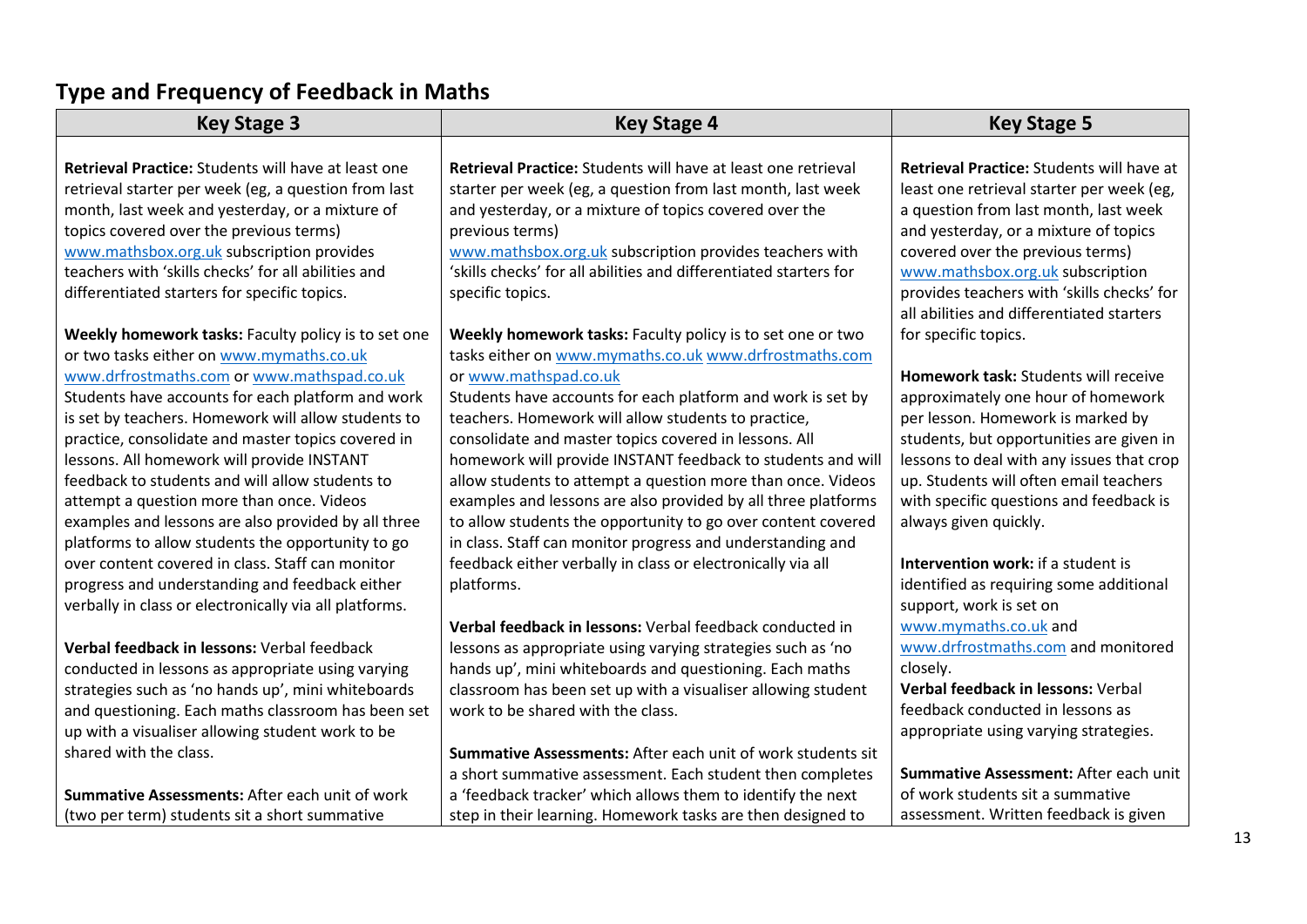# Type and Frequency of Feedback in Maths

| Key Stage 3 | Key Stage 4 | Key Stage 5 |
| --- | --- | --- |
| **Retrieval Practice:** Students will have at least one retrieval starter per week (eg, a question from last month, last week and yesterday, or a mixture of topics covered over the previous terms) www.mathsbox.org.uk subscription provides teachers with 'skills checks' for all abilities and differentiated starters for specific topics.<br><br>**Weekly homework tasks:** Faculty policy is to set one or two tasks either on www.mymaths.co.uk www.drfrostmaths.com or www.mathspad.co.uk Students have accounts for each platform and work is set by teachers. Homework will allow students to practice, consolidate and master topics covered in lessons. All homework will provide INSTANT feedback to students and will allow students to attempt a question more than once. Videos examples and lessons are also provided by all three platforms to allow students the opportunity to go over content covered in class. Staff can monitor progress and understanding and feedback either verbally in class or electronically via all platforms.<br><br>**Verbal feedback in lessons:** Verbal feedback conducted in lessons as appropriate using varying strategies such as 'no hands up', mini whiteboards and questioning. Each maths classroom has been set up with a visualiser allowing student work to be shared with the class.<br><br>**Summative Assessments:** After each unit of work (two per term) students sit a short summative | **Retrieval Practice:** Students will have at least one retrieval starter per week (eg, a question from last month, last week and yesterday, or a mixture of topics covered over the previous terms) www.mathsbox.org.uk subscription provides teachers with 'skills checks' for all abilities and differentiated starters for specific topics.<br><br>**Weekly homework tasks:** Faculty policy is to set one or two tasks either on www.mymaths.co.uk www.drfrostmaths.com or www.mathspad.co.uk Students have accounts for each platform and work is set by teachers. Homework will allow students to practice, consolidate and master topics covered in lessons. All homework will provide INSTANT feedback to students and will allow students to attempt a question more than once. Videos examples and lessons are also provided by all three platforms to allow students the opportunity to go over content covered in class. Staff can monitor progress and understanding and feedback either verbally in class or electronically via all platforms.<br><br>**Verbal feedback in lessons:** Verbal feedback conducted in lessons as appropriate using varying strategies such as 'no hands up', mini whiteboards and questioning. Each maths classroom has been set up with a visualiser allowing student work to be shared with the class.<br><br>**Summative Assessments:** After each unit of work students sit a short summative assessment. Each student then completes a 'feedback tracker' which allows them to identify the next step in their learning. Homework tasks are then designed to | **Retrieval Practice:** Students will have at least one retrieval starter per week (eg, a question from last month, last week and yesterday, or a mixture of topics covered over the previous terms) www.mathsbox.org.uk subscription provides teachers with 'skills checks' for all abilities and differentiated starters for specific topics.<br><br>**Homework task:** Students will receive approximately one hour of homework per lesson. Homework is marked by students, but opportunities are given in lessons to deal with any issues that crop up. Students will often email teachers with specific questions and feedback is always given quickly.<br><br>**Intervention work:** if a student is identified as requiring some additional support, work is set on www.mymaths.co.uk and www.drfrostmaths.com and monitored closely.<br>**Verbal feedback in lessons:** Verbal feedback conducted in lessons as appropriate using varying strategies.<br><br>**Summative Assessment:** After each unit of work students sit a summative assessment. Written feedback is given |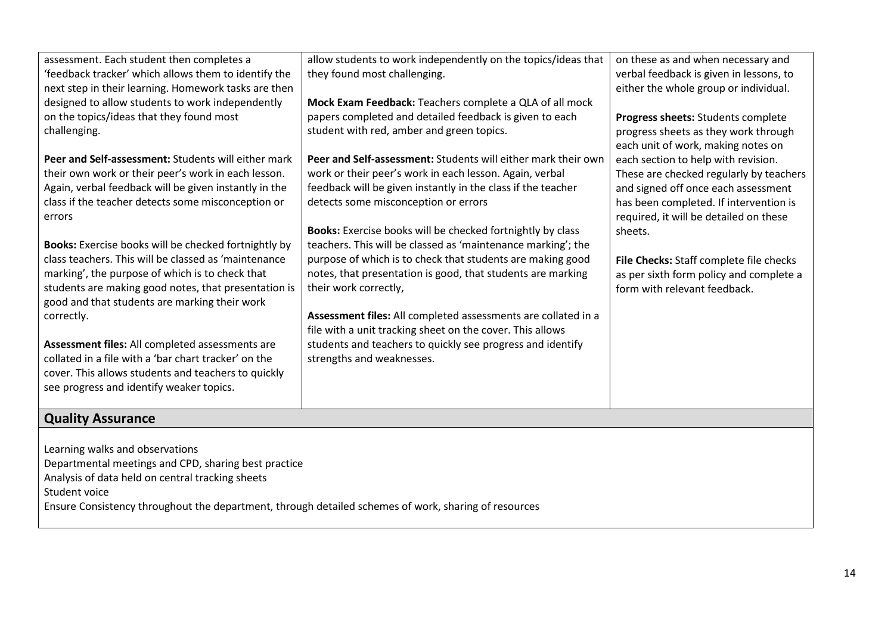| | | |
|---|---|---|
| assessment. Each student then completes a 'feedback tracker' which allows them to identify the next step in their learning. Homework tasks are then designed to allow students to work independently on the topics/ideas that they found most challenging.<br><br>**Peer and Self-assessment:** Students will either mark their own work or their peer's work in each lesson. Again, verbal feedback will be given instantly in the class if the teacher detects some misconception or errors<br><br>**Books:** Exercise books will be checked fortnightly by class teachers. This will be classed as 'maintenance marking', the purpose of which is to check that students are making good notes, that presentation is good and that students are marking their work correctly.<br><br>**Assessment files:** All completed assessments are collated in a file with a 'bar chart tracker' on the cover. This allows students and teachers to quickly see progress and identify weaker topics. | allow students to work independently on the topics/ideas that they found most challenging.<br><br>**Mock Exam Feedback:** Teachers complete a QLA of all mock papers completed and detailed feedback is given to each student with red, amber and green topics.<br><br>**Peer and Self-assessment:** Students will either mark their own work or their peer's work in each lesson. Again, verbal feedback will be given instantly in the class if the teacher detects some misconception or errors<br><br>**Books:** Exercise books will be checked fortnightly by class teachers. This will be classed as 'maintenance marking'; the purpose of which is to check that students are making good notes, that presentation is good, that students are marking their work correctly,<br><br>**Assessment files:** All completed assessments are collated in a file with a unit tracking sheet on the cover. This allows students and teachers to quickly see progress and identify strengths and weaknesses. | on these as and when necessary and verbal feedback is given in lessons, to either the whole group or individual.<br><br>**Progress sheets:** Students complete progress sheets as they work through each unit of work, making notes on each section to help with revision. These are checked regularly by teachers and signed off once each assessment has been completed. If intervention is required, it will be detailed on these sheets.<br><br>**File Checks:** Staff complete file checks as per sixth form policy and complete a form with relevant feedback. |

## Quality Assurance

Learning walks and observations
Departmental meetings and CPD, sharing best practice
Analysis of data held on central tracking sheets
Student voice
Ensure Consistency throughout the department, through detailed schemes of work, sharing of resources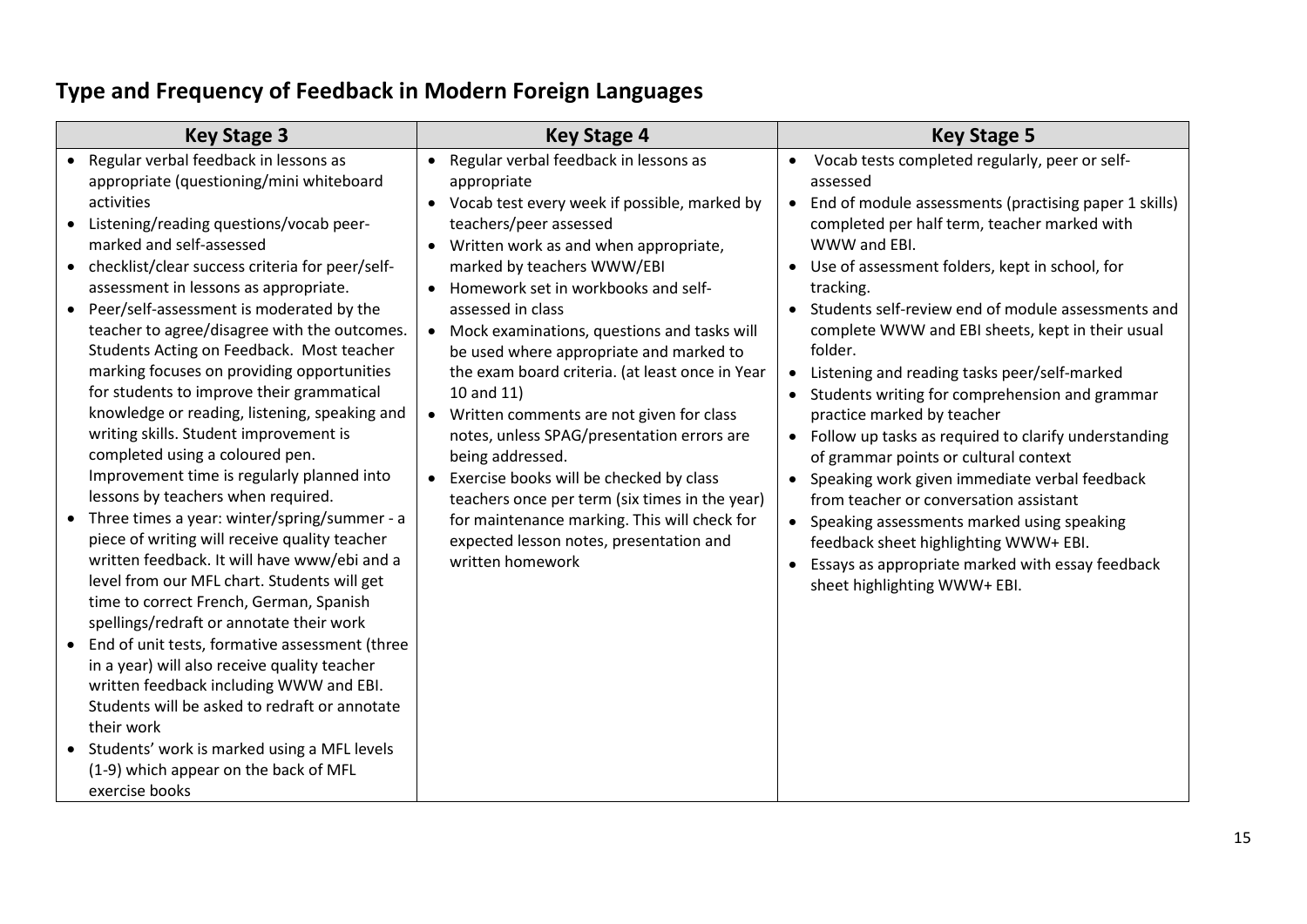## Type and Frequency of Feedback in Modern Foreign Languages

| Key Stage 3 | Key Stage 4 | Key Stage 5 |
|---|---|---|
| • Regular verbal feedback in lessons as appropriate (questioning/mini whiteboard activities<br>• Listening/reading questions/vocab peer-marked and self-assessed<br>• checklist/clear success criteria for peer/self-assessment in lessons as appropriate.<br>• Peer/self-assessment is moderated by the teacher to agree/disagree with the outcomes. Students Acting on Feedback. Most teacher marking focuses on providing opportunities for students to improve their grammatical knowledge or reading, listening, speaking and writing skills. Student improvement is completed using a coloured pen. Improvement time is regularly planned into lessons by teachers when required.<br>• Three times a year: winter/spring/summer - a piece of writing will receive quality teacher written feedback. It will have www/ebi and a level from our MFL chart. Students will get time to correct French, German, Spanish spellings/redraft or annotate their work<br>• End of unit tests, formative assessment (three in a year) will also receive quality teacher written feedback including WWW and EBI. Students will be asked to redraft or annotate their work<br>• Students' work is marked using a MFL levels (1-9) which appear on the back of MFL exercise books | • Regular verbal feedback in lessons as appropriate<br>• Vocab test every week if possible, marked by teachers/peer assessed<br>• Written work as and when appropriate, marked by teachers WWW/EBI<br>• Homework set in workbooks and self-assessed in class<br>• Mock examinations, questions and tasks will be used where appropriate and marked to the exam board criteria. (at least once in Year 10 and 11)<br>• Written comments are not given for class notes, unless SPAG/presentation errors are being addressed.<br>• Exercise books will be checked by class teachers once per term (six times in the year) for maintenance marking. This will check for expected lesson notes, presentation and written homework | • Vocab tests completed regularly, peer or self-assessed<br>• End of module assessments (practising paper 1 skills) completed per half term, teacher marked with WWW and EBI.<br>• Use of assessment folders, kept in school, for tracking.<br>• Students self-review end of module assessments and complete WWW and EBI sheets, kept in their usual folder.<br>• Listening and reading tasks peer/self-marked<br>• Students writing for comprehension and grammar practice marked by teacher<br>• Follow up tasks as required to clarify understanding of grammar points or cultural context<br>• Speaking work given immediate verbal feedback from teacher or conversation assistant<br>• Speaking assessments marked using speaking feedback sheet highlighting WWW+ EBI.<br>• Essays as appropriate marked with essay feedback sheet highlighting WWW+ EBI. |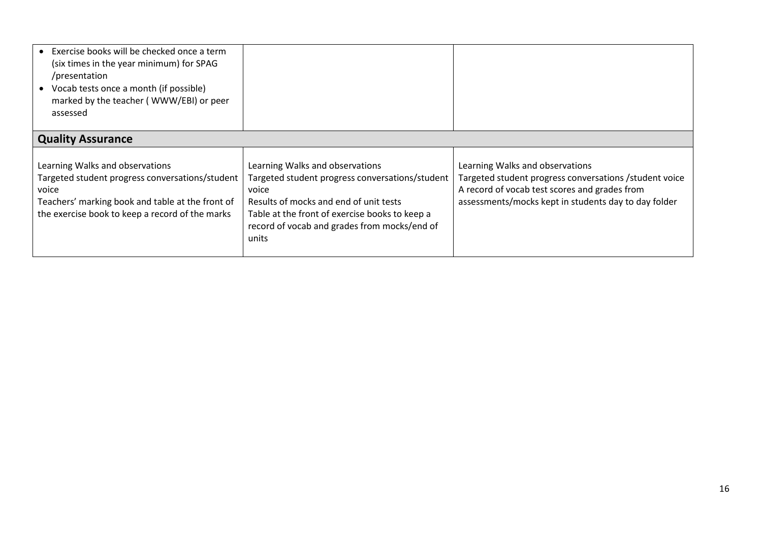| | | |
|---|---|---|
| • Exercise books will be checked once a term (six times in the year minimum) for SPAG /presentation<br>• Vocab tests once a month (if possible) marked by the teacher ( WWW/EBI) or peer assessed | | |
| **Quality Assurance** | | |
| Learning Walks and observations<br>Targeted student progress conversations/student voice<br>Teachers' marking book and table at the front of the exercise book to keep a record of the marks | Learning Walks and observations<br>Targeted student progress conversations/student voice<br>Results of mocks and end of unit tests<br>Table at the front of exercise books to keep a record of vocab and grades from mocks/end of units | Learning Walks and observations<br>Targeted student progress conversations /student voice<br>A record of vocab test scores and grades from assessments/mocks kept in students day to day folder |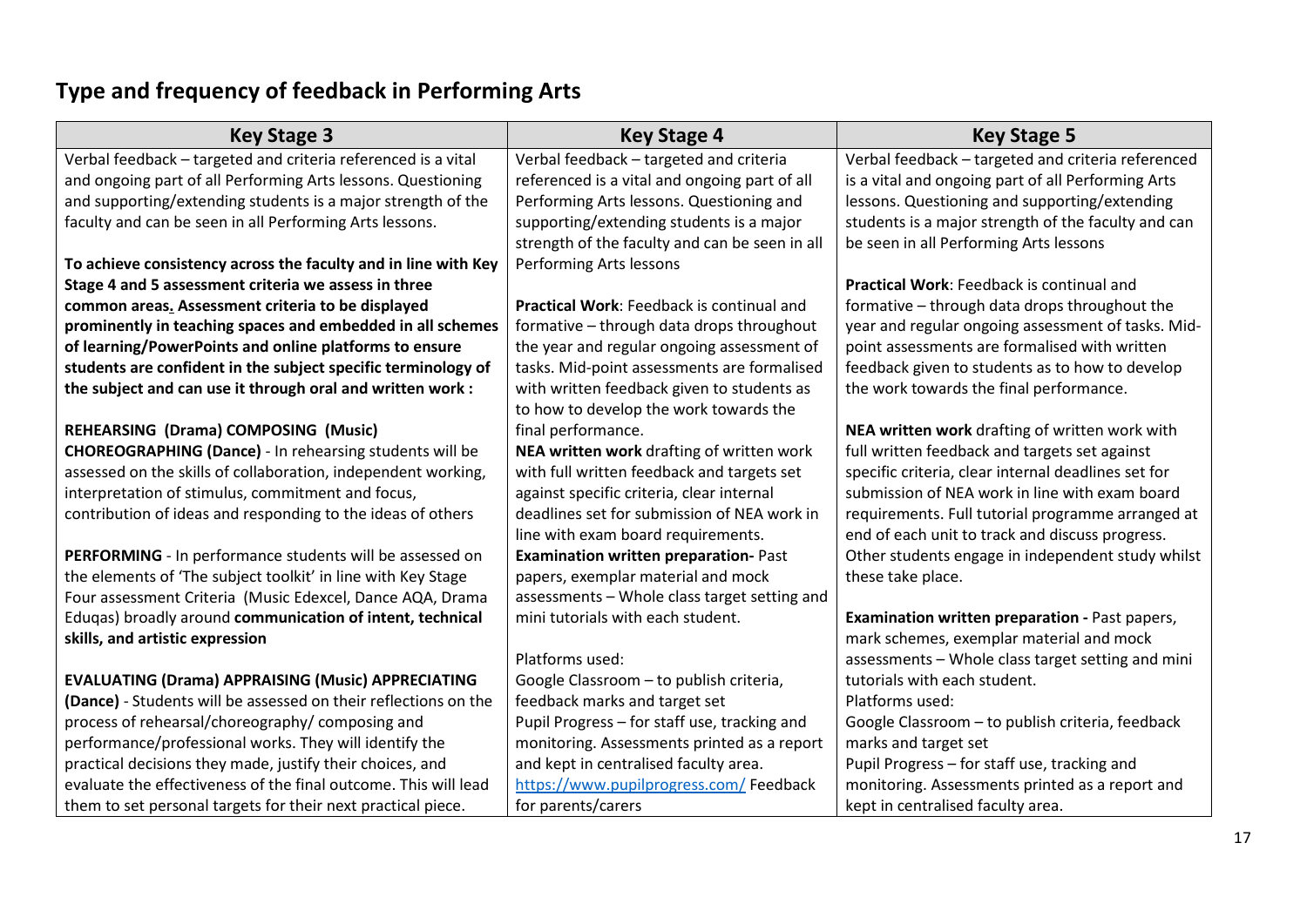## Type and frequency of feedback in Performing Arts

| Key Stage 3 | Key Stage 4 | Key Stage 5 |
|---|---|---|
| Verbal feedback – targeted and criteria referenced is a vital and ongoing part of all Performing Arts lessons. Questioning and supporting/extending students is a major strength of the faculty and can be seen in all Performing Arts lessons.<br><br>**To achieve consistency across the faculty and in line with Key Stage 4 and 5 assessment criteria we assess in three common areas. Assessment criteria to be displayed prominently in teaching spaces and embedded in all schemes of learning/PowerPoints and online platforms to ensure students are confident in the subject specific terminology of the subject and can use it through oral and written work :**<br><br>**REHEARSING (Drama) COMPOSING (Music) CHOREOGRAPHING (Dance)** - In rehearsing students will be assessed on the skills of collaboration, independent working, interpretation of stimulus, commitment and focus, contribution of ideas and responding to the ideas of others<br><br>**PERFORMING** - In performance students will be assessed on the elements of 'The subject toolkit' in line with Key Stage Four assessment Criteria (Music Edexcel, Dance AQA, Drama Eduqas) broadly around **communication of intent, technical skills, and artistic expression**<br><br>**EVALUATING (Drama) APPRAISING (Music) APPRECIATING (Dance)** - Students will be assessed on their reflections on the process of rehearsal/choreography/ composing and performance/professional works. They will identify the practical decisions they made, justify their choices, and evaluate the effectiveness of the final outcome. This will lead them to set personal targets for their next practical piece. | Verbal feedback – targeted and criteria referenced is a vital and ongoing part of all Performing Arts lessons. Questioning and supporting/extending students is a major strength of the faculty and can be seen in all Performing Arts lessons<br><br>**Practical Work**: Feedback is continual and formative – through data drops throughout the year and regular ongoing assessment of tasks. Mid-point assessments are formalised with written feedback given to students as to how to develop the work towards the final performance.<br>**NEA written work** drafting of written work with full written feedback and targets set against specific criteria, clear internal deadlines set for submission of NEA work in line with exam board requirements.<br>**Examination written preparation-** Past papers, exemplar material and mock assessments – Whole class target setting and mini tutorials with each student.<br><br>Platforms used:<br>Google Classroom – to publish criteria, feedback marks and target set<br>Pupil Progress – for staff use, tracking and monitoring. Assessments printed as a report and kept in centralised faculty area.<br>https://www.pupilprogress.com/ Feedback for parents/carers | Verbal feedback – targeted and criteria referenced is a vital and ongoing part of all Performing Arts lessons. Questioning and supporting/extending students is a major strength of the faculty and can be seen in all Performing Arts lessons<br><br>**Practical Work**: Feedback is continual and formative – through data drops throughout the year and regular ongoing assessment of tasks. Mid-point assessments are formalised with written feedback given to students as to how to develop the work towards the final performance.<br><br>**NEA written work** drafting of written work with full written feedback and targets set against specific criteria, clear internal deadlines set for submission of NEA work in line with exam board requirements. Full tutorial programme arranged at end of each unit to track and discuss progress. Other students engage in independent study whilst these take place.<br><br>**Examination written preparation -** Past papers, mark schemes, exemplar material and mock assessments – Whole class target setting and mini tutorials with each student.<br>Platforms used:<br>Google Classroom – to publish criteria, feedback marks and target set<br>Pupil Progress – for staff use, tracking and monitoring. Assessments printed as a report and kept in centralised faculty area. |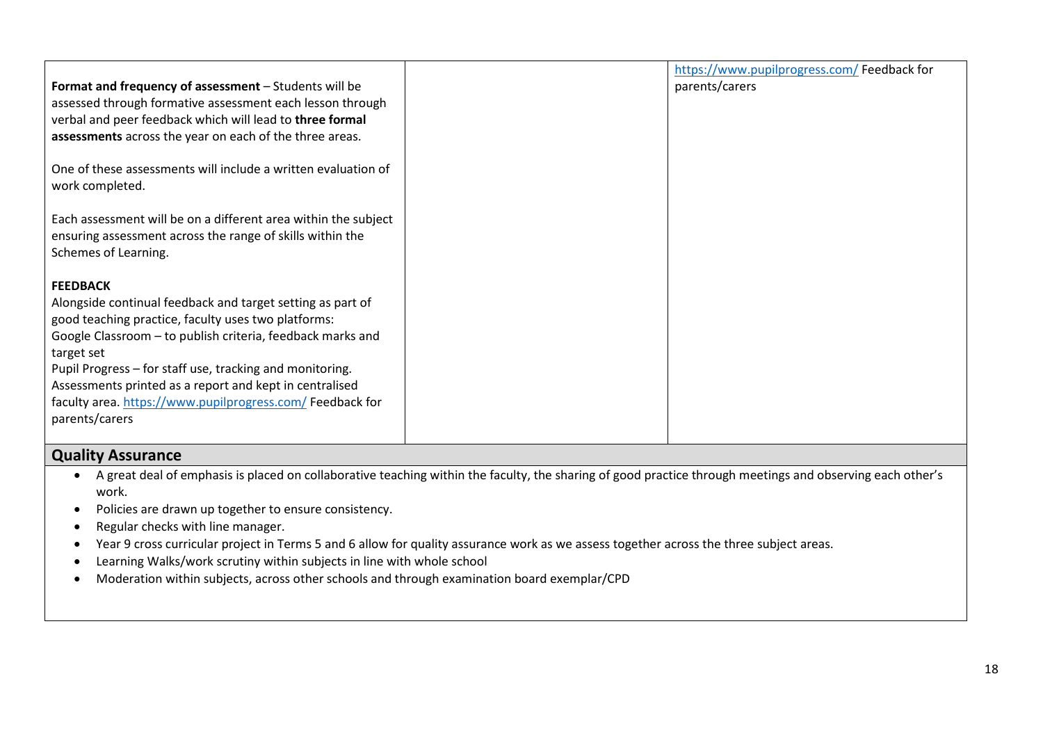| | | |
|---|---|---|
| **Format and frequency of assessment** – Students will be assessed through formative assessment each lesson through verbal and peer feedback which will lead to **three formal assessments** across the year on each of the three areas.<br><br>One of these assessments will include a written evaluation of work completed.<br><br>Each assessment will be on a different area within the subject ensuring assessment across the range of skills within the Schemes of Learning.<br><br>**FEEDBACK**<br>Alongside continual feedback and target setting as part of good teaching practice, faculty uses two platforms:<br>Google Classroom – to publish criteria, feedback marks and target set<br>Pupil Progress – for staff use, tracking and monitoring.<br>Assessments printed as a report and kept in centralised faculty area. https://www.pupilprogress.com/ Feedback for parents/carers | | https://www.pupilprogress.com/ Feedback for parents/carers |

## Quality Assurance

- A great deal of emphasis is placed on collaborative teaching within the faculty, the sharing of good practice through meetings and observing each other's work.
- Policies are drawn up together to ensure consistency.
- Regular checks with line manager.
- Year 9 cross curricular project in Terms 5 and 6 allow for quality assurance work as we assess together across the three subject areas.
- Learning Walks/work scrutiny within subjects in line with whole school
- Moderation within subjects, across other schools and through examination board exemplar/CPD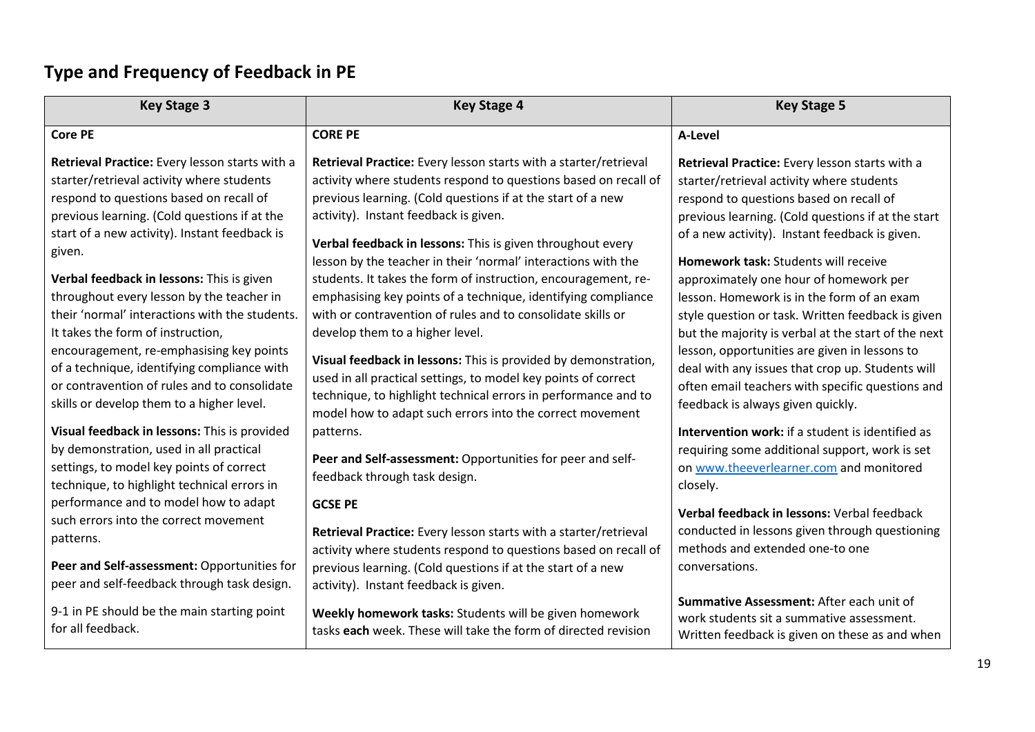## Type and Frequency of Feedback in PE

| Key Stage 3 | Key Stage 4 | Key Stage 5 |
|---|---|---|
| **Core PE**<br><br>**Retrieval Practice:** Every lesson starts with a starter/retrieval activity where students respond to questions based on recall of previous learning. (Cold questions if at the start of a new activity). Instant feedback is given.<br><br>**Verbal feedback in lessons:** This is given throughout every lesson by the teacher in their 'normal' interactions with the students. It takes the form of instruction, encouragement, re-emphasising key points of a technique, identifying compliance with or contravention of rules and to consolidate skills or develop them to a higher level.<br><br>**Visual feedback in lessons:** This is provided by demonstration, used in all practical settings, to model key points of correct technique, to highlight technical errors in performance and to model how to adapt such errors into the correct movement patterns.<br><br>**Peer and Self-assessment:** Opportunities for peer and self-feedback through task design.<br><br>9-1 in PE should be the main starting point for all feedback. | **CORE PE**<br><br>**Retrieval Practice:** Every lesson starts with a starter/retrieval activity where students respond to questions based on recall of previous learning. (Cold questions if at the start of a new activity). Instant feedback is given.<br><br>**Verbal feedback in lessons:** This is given throughout every lesson by the teacher in their 'normal' interactions with the students. It takes the form of instruction, encouragement, re-emphasising key points of a technique, identifying compliance with or contravention of rules and to consolidate skills or develop them to a higher level.<br><br>**Visual feedback in lessons:** This is provided by demonstration, used in all practical settings, to model key points of correct technique, to highlight technical errors in performance and to model how to adapt such errors into the correct movement patterns.<br><br>**Peer and Self-assessment:** Opportunities for peer and self-feedback through task design.<br><br>**GCSE PE**<br><br>**Retrieval Practice:** Every lesson starts with a starter/retrieval activity where students respond to questions based on recall of previous learning. (Cold questions if at the start of a new activity). Instant feedback is given.<br><br>**Weekly homework tasks:** Students will be given homework tasks **each** week. These will take the form of directed revision | **A-Level**<br><br>**Retrieval Practice:** Every lesson starts with a starter/retrieval activity where students respond to questions based on recall of previous learning. (Cold questions if at the start of a new activity). Instant feedback is given.<br><br>**Homework task:** Students will receive approximately one hour of homework per lesson. Homework is in the form of an exam style question or task. Written feedback is given but the majority is verbal at the start of the next lesson, opportunities are given in lessons to deal with any issues that crop up. Students will often email teachers with specific questions and feedback is always given quickly.<br><br>**Intervention work:** if a student is identified as requiring some additional support, work is set on [www.theeverlearner.com](http://www.theeverlearner.com) and monitored closely.<br><br>**Verbal feedback in lessons:** Verbal feedback conducted in lessons given through questioning methods and extended one-to one conversations.<br><br>**Summative Assessment:** After each unit of work students sit a summative assessment. Written feedback is given on these as and when |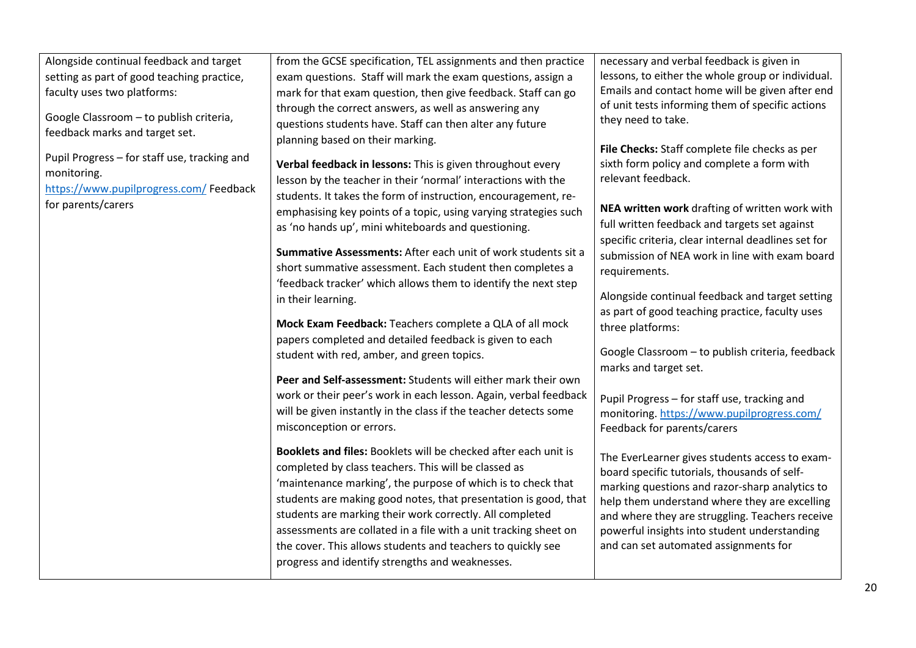| | | |
|---|---|---|
| Alongside continual feedback and target setting as part of good teaching practice, faculty uses two platforms:<br><br>Google Classroom – to publish criteria, feedback marks and target set.<br><br>Pupil Progress – for staff use, tracking and monitoring.<br>https://www.pupilprogress.com/ Feedback for parents/carers | from the GCSE specification, TEL assignments and then practice exam questions. Staff will mark the exam questions, assign a mark for that exam question, then give feedback. Staff can go through the correct answers, as well as answering any questions students have. Staff can then alter any future planning based on their marking.<br><br>**Verbal feedback in lessons:** This is given throughout every lesson by the teacher in their 'normal' interactions with the students. It takes the form of instruction, encouragement, re-emphasising key points of a topic, using varying strategies such as 'no hands up', mini whiteboards and questioning.<br><br>**Summative Assessments:** After each unit of work students sit a short summative assessment. Each student then completes a 'feedback tracker' which allows them to identify the next step in their learning.<br><br>**Mock Exam Feedback:** Teachers complete a QLA of all mock papers completed and detailed feedback is given to each student with red, amber, and green topics.<br><br>**Peer and Self-assessment:** Students will either mark their own work or their peer's work in each lesson. Again, verbal feedback will be given instantly in the class if the teacher detects some misconception or errors.<br><br>**Booklets and files:** Booklets will be checked after each unit is completed by class teachers. This will be classed as 'maintenance marking', the purpose of which is to check that students are making good notes, that presentation is good, that students are marking their work correctly. All completed assessments are collated in a file with a unit tracking sheet on the cover. This allows students and teachers to quickly see progress and identify strengths and weaknesses. | necessary and verbal feedback is given in lessons, to either the whole group or individual. Emails and contact home will be given after end of unit tests informing them of specific actions they need to take.<br><br>**File Checks:** Staff complete file checks as per sixth form policy and complete a form with relevant feedback.<br><br>**NEA written work** drafting of written work with full written feedback and targets set against specific criteria, clear internal deadlines set for submission of NEA work in line with exam board requirements.<br><br>Alongside continual feedback and target setting as part of good teaching practice, faculty uses three platforms:<br><br>Google Classroom – to publish criteria, feedback marks and target set.<br><br>Pupil Progress – for staff use, tracking and monitoring. https://www.pupilprogress.com/ Feedback for parents/carers<br><br>The EverLearner gives students access to exam-board specific tutorials, thousands of self-marking questions and razor-sharp analytics to help them understand where they are excelling and where they are struggling. Teachers receive powerful insights into student understanding and can set automated assignments for |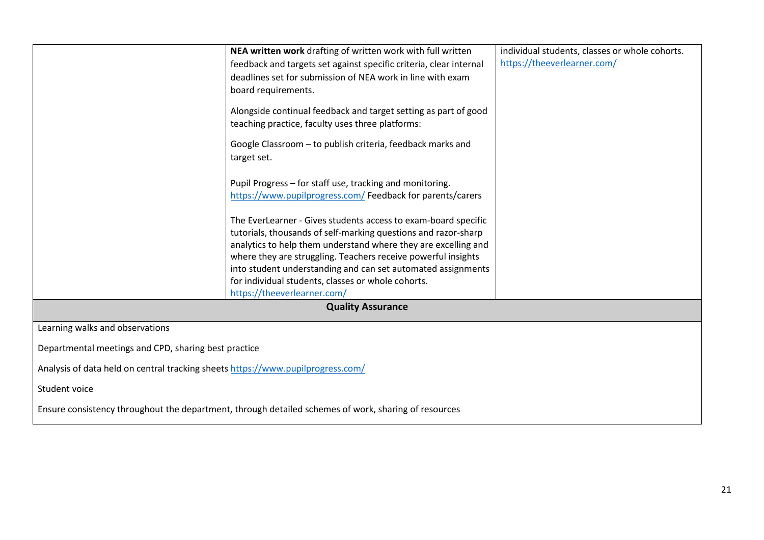| | | |
|---|---|---|
| | **NEA written work** drafting of written work with full written feedback and targets set against specific criteria, clear internal deadlines set for submission of NEA work in line with exam board requirements.<br><br>Alongside continual feedback and target setting as part of good teaching practice, faculty uses three platforms:<br><br>Google Classroom – to publish criteria, feedback marks and target set.<br><br>Pupil Progress – for staff use, tracking and monitoring. https://www.pupilprogress.com/ Feedback for parents/carers<br><br>The EverLearner - Gives students access to exam-board specific tutorials, thousands of self-marking questions and razor-sharp analytics to help them understand where they are excelling and where they are struggling. Teachers receive powerful insights into student understanding and can set automated assignments for individual students, classes or whole cohorts. https://theeverlearner.com/ | individual students, classes or whole cohorts. https://theeverlearner.com/ |

| **Quality Assurance** |
|---|
| Learning walks and observations<br><br>Departmental meetings and CPD, sharing best practice<br><br>Analysis of data held on central tracking sheets https://www.pupilprogress.com/<br><br>Student voice<br><br>Ensure consistency throughout the department, through detailed schemes of work, sharing of resources |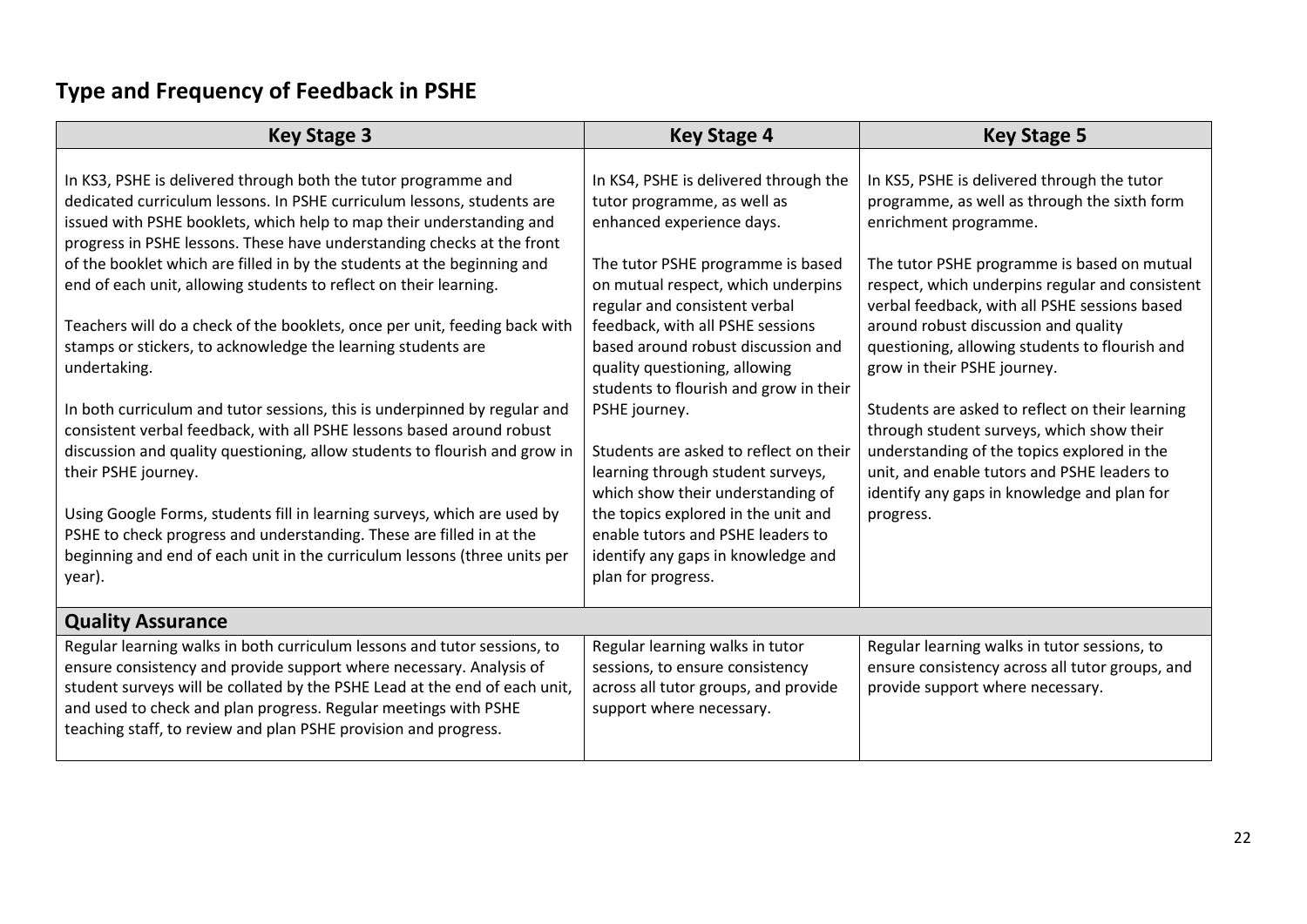## Type and Frequency of Feedback in PSHE

| Key Stage 3 | Key Stage 4 | Key Stage 5 |
|---|---|---|
| In KS3, PSHE is delivered through both the tutor programme and dedicated curriculum lessons. In PSHE curriculum lessons, students are issued with PSHE booklets, which help to map their understanding and progress in PSHE lessons. These have understanding checks at the front of the booklet which are filled in by the students at the beginning and end of each unit, allowing students to reflect on their learning.<br><br>Teachers will do a check of the booklets, once per unit, feeding back with stamps or stickers, to acknowledge the learning students are undertaking.<br><br>In both curriculum and tutor sessions, this is underpinned by regular and consistent verbal feedback, with all PSHE lessons based around robust discussion and quality questioning, allow students to flourish and grow in their PSHE journey.<br><br>Using Google Forms, students fill in learning surveys, which are used by PSHE to check progress and understanding. These are filled in at the beginning and end of each unit in the curriculum lessons (three units per year). | In KS4, PSHE is delivered through the tutor programme, as well as enhanced experience days.<br><br>The tutor PSHE programme is based on mutual respect, which underpins regular and consistent verbal feedback, with all PSHE sessions based around robust discussion and quality questioning, allowing students to flourish and grow in their PSHE journey.<br><br>Students are asked to reflect on their learning through student surveys, which show their understanding of the topics explored in the unit and enable tutors and PSHE leaders to identify any gaps in knowledge and plan for progress. | In KS5, PSHE is delivered through the tutor programme, as well as through the sixth form enrichment programme.<br><br>The tutor PSHE programme is based on mutual respect, which underpins regular and consistent verbal feedback, with all PSHE sessions based around robust discussion and quality questioning, allowing students to flourish and grow in their PSHE journey.<br><br>Students are asked to reflect on their learning through student surveys, which show their understanding of the topics explored in the unit, and enable tutors and PSHE leaders to identify any gaps in knowledge and plan for progress. |
| **Quality Assurance** | | |
| Regular learning walks in both curriculum lessons and tutor sessions, to ensure consistency and provide support where necessary. Analysis of student surveys will be collated by the PSHE Lead at the end of each unit, and used to check and plan progress. Regular meetings with PSHE teaching staff, to review and plan PSHE provision and progress. | Regular learning walks in tutor sessions, to ensure consistency across all tutor groups, and provide support where necessary. | Regular learning walks in tutor sessions, to ensure consistency across all tutor groups, and provide support where necessary. |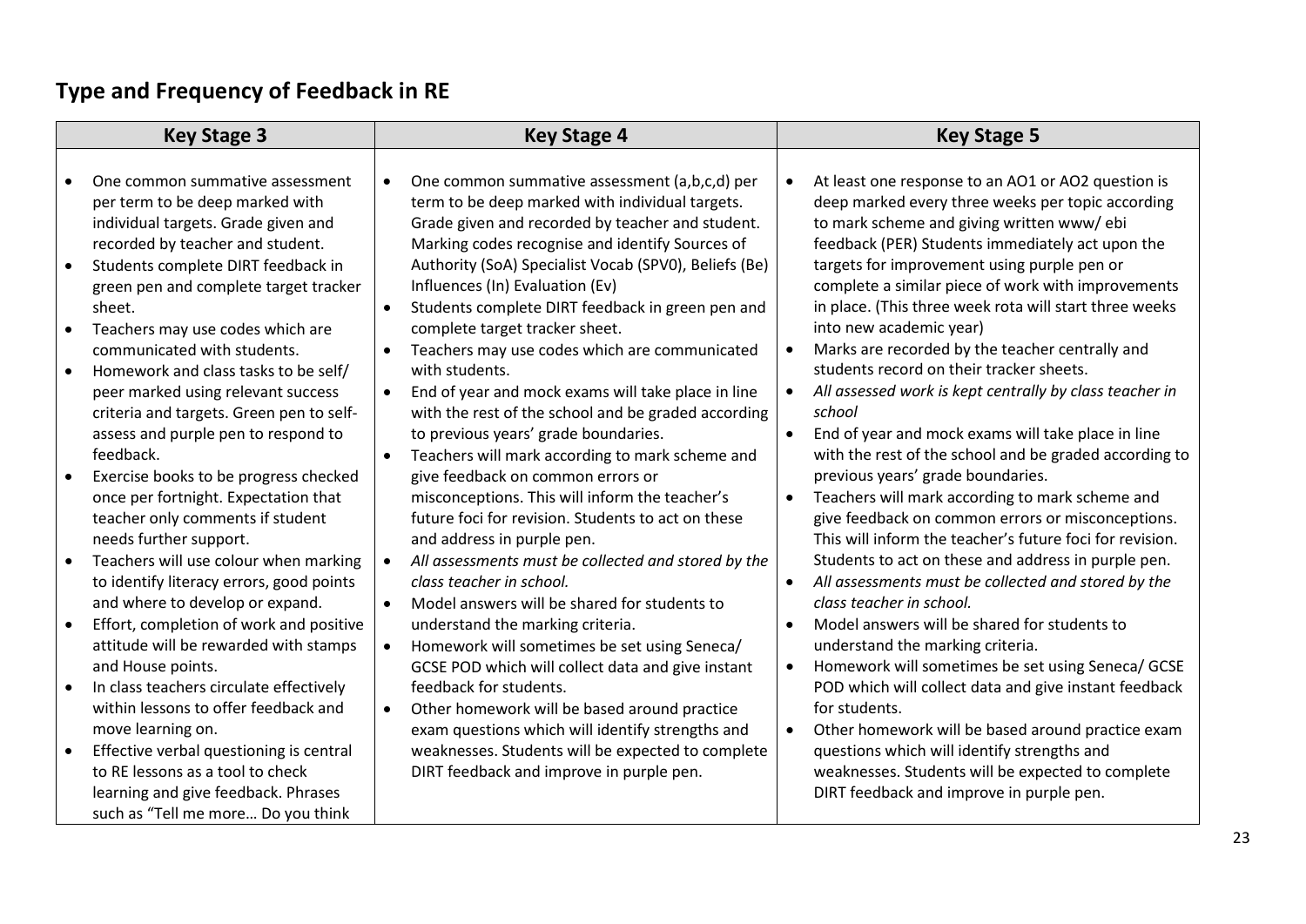## Type and Frequency of Feedback in RE

| Key Stage 3 | Key Stage 4 | Key Stage 5 |
|---|---|---|
| • One common summative assessment per term to be deep marked with individual targets. Grade given and recorded by teacher and student.<br>• Students complete DIRT feedback in green pen and complete target tracker sheet.<br>• Teachers may use codes which are communicated with students.<br>• Homework and class tasks to be self/ peer marked using relevant success criteria and targets. Green pen to self-assess and purple pen to respond to feedback.<br>• Exercise books to be progress checked once per fortnight. Expectation that teacher only comments if student needs further support.<br>• Teachers will use colour when marking to identify literacy errors, good points and where to develop or expand.<br>• Effort, completion of work and positive attitude will be rewarded with stamps and House points.<br>• In class teachers circulate effectively within lessons to offer feedback and move learning on.<br>• Effective verbal questioning is central to RE lessons as a tool to check learning and give feedback. Phrases such as "Tell me more… Do you think | • One common summative assessment (a,b,c,d) per term to be deep marked with individual targets. Grade given and recorded by teacher and student. Marking codes recognise and identify Sources of Authority (SoA) Specialist Vocab (SPV0), Beliefs (Be) Influences (In) Evaluation (Ev)<br>• Students complete DIRT feedback in green pen and complete target tracker sheet.<br>• Teachers may use codes which are communicated with students.<br>• End of year and mock exams will take place in line with the rest of the school and be graded according to previous years' grade boundaries.<br>• Teachers will mark according to mark scheme and give feedback on common errors or misconceptions. This will inform the teacher's future foci for revision. Students to act on these and address in purple pen.<br>• *All assessments must be collected and stored by the class teacher in school.*<br>• Model answers will be shared for students to understand the marking criteria.<br>• Homework will sometimes be set using Seneca/ GCSE POD which will collect data and give instant feedback for students.<br>• Other homework will be based around practice exam questions which will identify strengths and weaknesses. Students will be expected to complete DIRT feedback and improve in purple pen. | • At least one response to an AO1 or AO2 question is deep marked every three weeks per topic according to mark scheme and giving written www/ ebi feedback (PER) Students immediately act upon the targets for improvement using purple pen or complete a similar piece of work with improvements in place. (This three week rota will start three weeks into new academic year)<br>• Marks are recorded by the teacher centrally and students record on their tracker sheets.<br>• *All assessed work is kept centrally by class teacher in school*<br>• End of year and mock exams will take place in line with the rest of the school and be graded according to previous years' grade boundaries.<br>• Teachers will mark according to mark scheme and give feedback on common errors or misconceptions. This will inform the teacher's future foci for revision. Students to act on these and address in purple pen.<br>• *All assessments must be collected and stored by the class teacher in school.*<br>• Model answers will be shared for students to understand the marking criteria.<br>• Homework will sometimes be set using Seneca/ GCSE POD which will collect data and give instant feedback for students.<br>• Other homework will be based around practice exam questions which will identify strengths and weaknesses. Students will be expected to complete DIRT feedback and improve in purple pen. |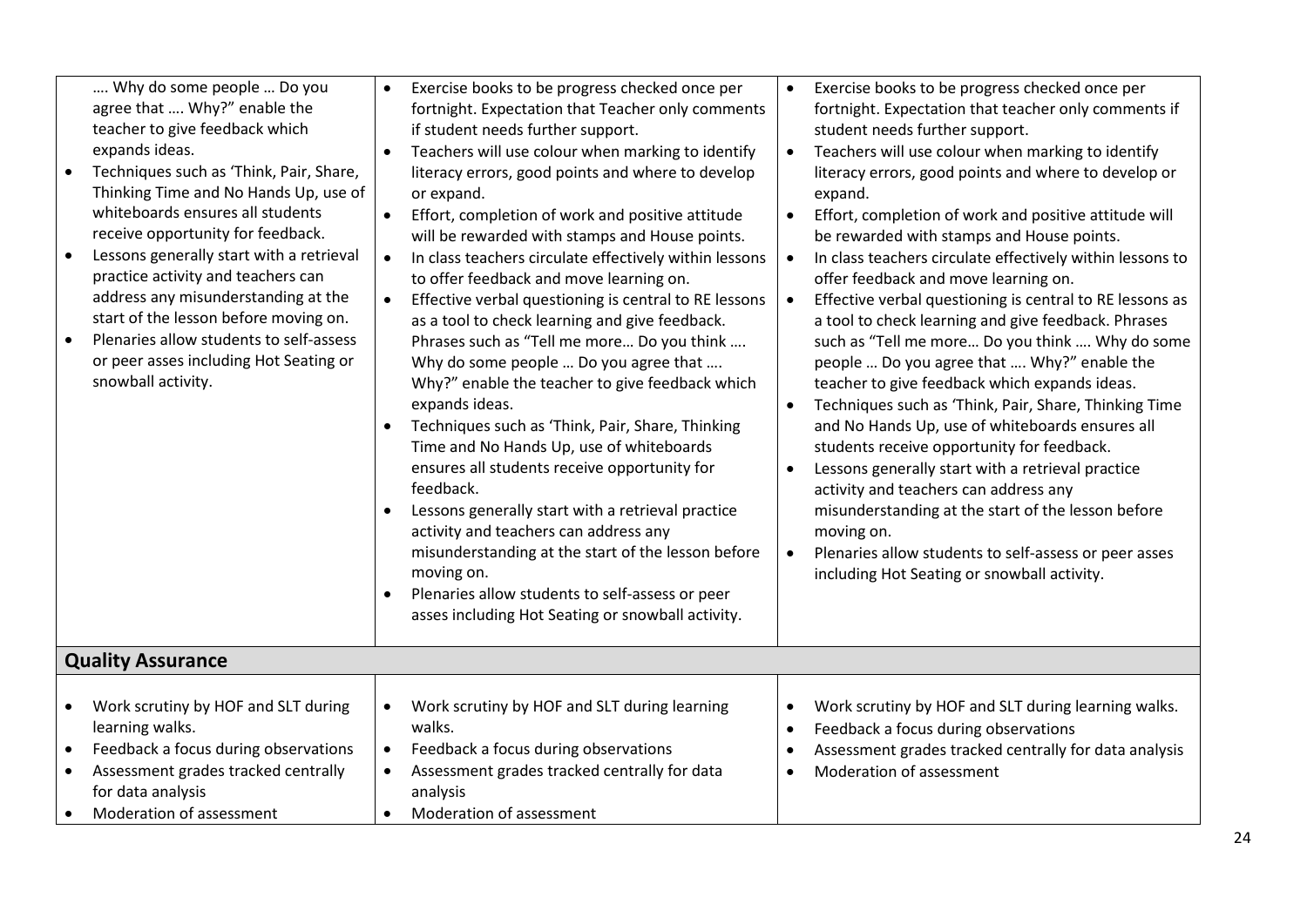| | | |
|---|---|---|
| …. Why do some people … Do you agree that …. Why?" enable the teacher to give feedback which expands ideas.<br>• Techniques such as 'Think, Pair, Share, Thinking Time and No Hands Up, use of whiteboards ensures all students receive opportunity for feedback.<br>• Lessons generally start with a retrieval practice activity and teachers can address any misunderstanding at the start of the lesson before moving on.<br>• Plenaries allow students to self-assess or peer asses including Hot Seating or snowball activity. | • Exercise books to be progress checked once per fortnight. Expectation that Teacher only comments if student needs further support.<br>• Teachers will use colour when marking to identify literacy errors, good points and where to develop or expand.<br>• Effort, completion of work and positive attitude will be rewarded with stamps and House points.<br>• In class teachers circulate effectively within lessons to offer feedback and move learning on.<br>• Effective verbal questioning is central to RE lessons as a tool to check learning and give feedback. Phrases such as "Tell me more… Do you think …. Why do some people … Do you agree that …. Why?" enable the teacher to give feedback which expands ideas.<br>• Techniques such as 'Think, Pair, Share, Thinking Time and No Hands Up, use of whiteboards ensures all students receive opportunity for feedback.<br>• Lessons generally start with a retrieval practice activity and teachers can address any misunderstanding at the start of the lesson before moving on.<br>• Plenaries allow students to self-assess or peer asses including Hot Seating or snowball activity. | • Exercise books to be progress checked once per fortnight. Expectation that teacher only comments if student needs further support.<br>• Teachers will use colour when marking to identify literacy errors, good points and where to develop or expand.<br>• Effort, completion of work and positive attitude will be rewarded with stamps and House points.<br>• In class teachers circulate effectively within lessons to offer feedback and move learning on.<br>• Effective verbal questioning is central to RE lessons as a tool to check learning and give feedback. Phrases such as "Tell me more… Do you think …. Why do some people … Do you agree that …. Why?" enable the teacher to give feedback which expands ideas.<br>• Techniques such as 'Think, Pair, Share, Thinking Time and No Hands Up, use of whiteboards ensures all students receive opportunity for feedback.<br>• Lessons generally start with a retrieval practice activity and teachers can address any misunderstanding at the start of the lesson before moving on.<br>• Plenaries allow students to self-assess or peer asses including Hot Seating or snowball activity. |
| **Quality Assurance** | | |
| • Work scrutiny by HOF and SLT during learning walks.<br>• Feedback a focus during observations<br>• Assessment grades tracked centrally for data analysis<br>• Moderation of assessment | • Work scrutiny by HOF and SLT during learning walks.<br>• Feedback a focus during observations<br>• Assessment grades tracked centrally for data analysis<br>• Moderation of assessment | • Work scrutiny by HOF and SLT during learning walks.<br>• Feedback a focus during observations<br>• Assessment grades tracked centrally for data analysis<br>• Moderation of assessment |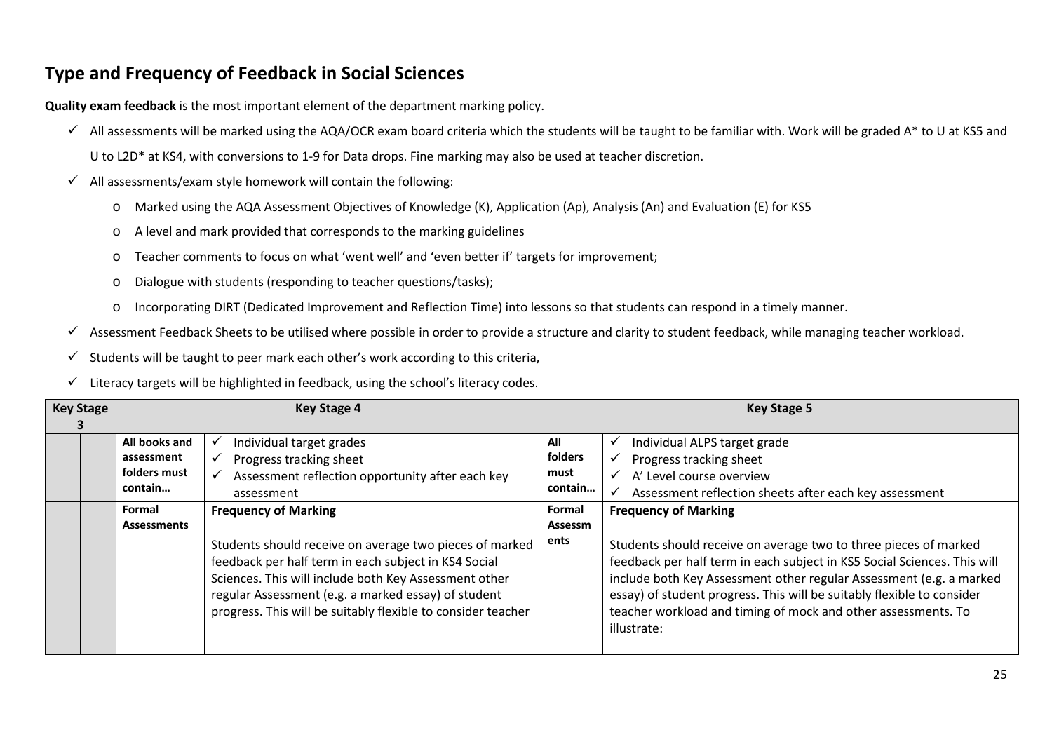## Type and Frequency of Feedback in Social Sciences

**Quality exam feedback** is the most important element of the department marking policy.

- ✓ All assessments will be marked using the AQA/OCR exam board criteria which the students will be taught to be familiar with. Work will be graded A* to U at KS5 and U to L2D* at KS4, with conversions to 1-9 for Data drops. Fine marking may also be used at teacher discretion.
- ✓ All assessments/exam style homework will contain the following:
  - Marked using the AQA Assessment Objectives of Knowledge (K), Application (Ap), Analysis (An) and Evaluation (E) for KS5
  - A level and mark provided that corresponds to the marking guidelines
  - Teacher comments to focus on what 'went well' and 'even better if' targets for improvement;
  - Dialogue with students (responding to teacher questions/tasks);
  - Incorporating DIRT (Dedicated Improvement and Reflection Time) into lessons so that students can respond in a timely manner.
- ✓ Assessment Feedback Sheets to be utilised where possible in order to provide a structure and clarity to student feedback, while managing teacher workload.
- ✓ Students will be taught to peer mark each other's work according to this criteria,
- ✓ Literacy targets will be highlighted in feedback, using the school's literacy codes.

| Key Stage 3 | | Key Stage 4 | | Key Stage 5 | |
|---|---|---|---|---|---|
| | | **All books and assessment folders must contain…** | ✓ Individual target grades<br>✓ Progress tracking sheet<br>✓ Assessment reflection opportunity after each key assessment | **All folders must contain…** | ✓ Individual ALPS target grade<br>✓ Progress tracking sheet<br>✓ A' Level course overview<br>✓ Assessment reflection sheets after each key assessment |
| | | **Formal Assessments** | **Frequency of Marking**<br><br>Students should receive on average two pieces of marked feedback per half term in each subject in KS4 Social Sciences. This will include both Key Assessment other regular Assessment (e.g. a marked essay) of student progress. This will be suitably flexible to consider teacher | **Formal Assessments** | **Frequency of Marking**<br><br>Students should receive on average two to three pieces of marked feedback per half term in each subject in KS5 Social Sciences. This will include both Key Assessment other regular Assessment (e.g. a marked essay) of student progress. This will be suitably flexible to consider teacher workload and timing of mock and other assessments. To illustrate: |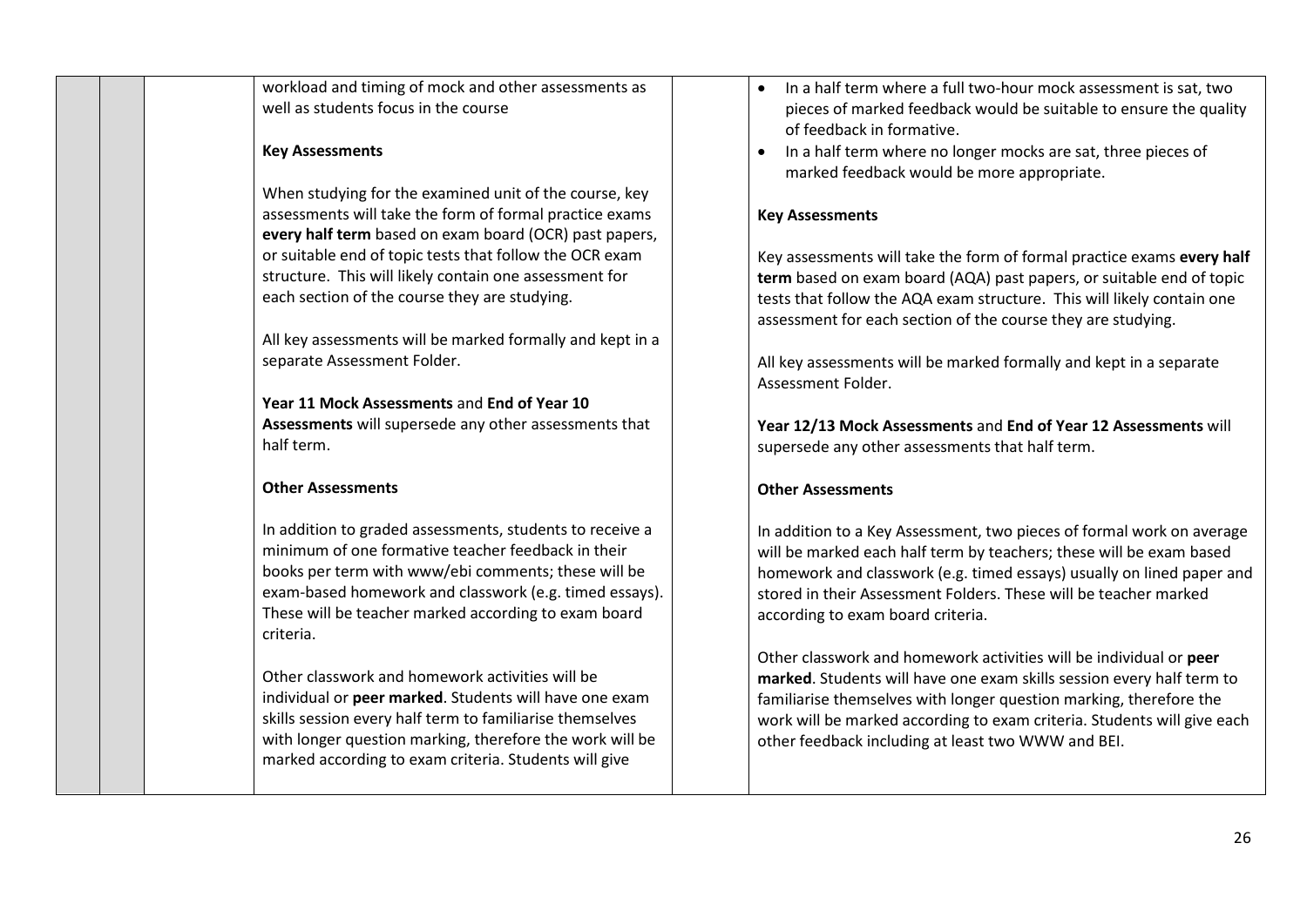| | | | | | |
|---|---|---|---|---|---|
| | | | workload and timing of mock and other assessments as well as students focus in the course<br><br>**Key Assessments**<br><br>When studying for the examined unit of the course, key assessments will take the form of formal practice exams **every half term** based on exam board (OCR) past papers, or suitable end of topic tests that follow the OCR exam structure. This will likely contain one assessment for each section of the course they are studying.<br><br>All key assessments will be marked formally and kept in a separate Assessment Folder.<br><br>**Year 11 Mock Assessments** and **End of Year 10 Assessments** will supersede any other assessments that half term.<br><br>**Other Assessments**<br><br>In addition to graded assessments, students to receive a minimum of one formative teacher feedback in their books per term with www/ebi comments; these will be exam-based homework and classwork (e.g. timed essays). These will be teacher marked according to exam board criteria.<br><br>Other classwork and homework activities will be individual or **peer marked**. Students will have one exam skills session every half term to familiarise themselves with longer question marking, therefore the work will be marked according to exam criteria. Students will give | | • In a half term where a full two-hour mock assessment is sat, two pieces of marked feedback would be suitable to ensure the quality of feedback in formative.<br>• In a half term where no longer mocks are sat, three pieces of marked feedback would be more appropriate.<br><br>**Key Assessments**<br><br>Key assessments will take the form of formal practice exams **every half term** based on exam board (AQA) past papers, or suitable end of topic tests that follow the AQA exam structure. This will likely contain one assessment for each section of the course they are studying.<br><br>All key assessments will be marked formally and kept in a separate Assessment Folder.<br><br>**Year 12/13 Mock Assessments** and **End of Year 12 Assessments** will supersede any other assessments that half term.<br><br>**Other Assessments**<br><br>In addition to a Key Assessment, two pieces of formal work on average will be marked each half term by teachers; these will be exam based homework and classwork (e.g. timed essays) usually on lined paper and stored in their Assessment Folders. These will be teacher marked according to exam board criteria.<br><br>Other classwork and homework activities will be individual or **peer marked**. Students will have one exam skills session every half term to familiarise themselves with longer question marking, therefore the work will be marked according to exam criteria. Students will give each other feedback including at least two WWW and BEI. |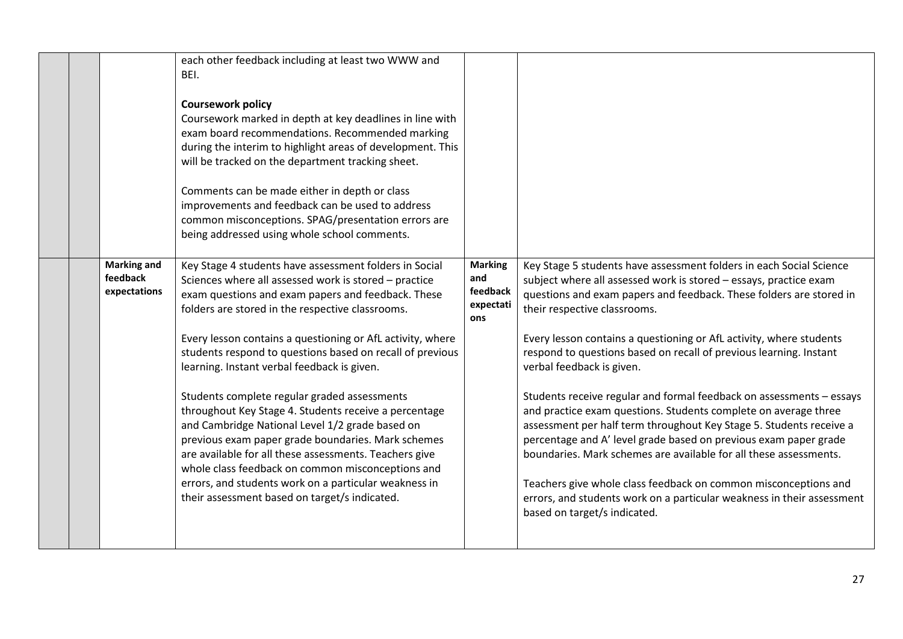| | | | | | |
|---|---|---|---|---|---|
| | | | each other feedback including at least two WWW and BEI.<br><br>**Coursework policy**<br>Coursework marked in depth at key deadlines in line with exam board recommendations. Recommended marking during the interim to highlight areas of development. This will be tracked on the department tracking sheet.<br><br>Comments can be made either in depth or class improvements and feedback can be used to address common misconceptions. SPAG/presentation errors are being addressed using whole school comments. | | |
| | | **Marking and feedback expectations** | Key Stage 4 students have assessment folders in Social Sciences where all assessed work is stored – practice exam questions and exam papers and feedback. These folders are stored in the respective classrooms.<br><br>Every lesson contains a questioning or AfL activity, where students respond to questions based on recall of previous learning. Instant verbal feedback is given.<br><br>Students complete regular graded assessments throughout Key Stage 4. Students receive a percentage and Cambridge National Level 1/2 grade based on previous exam paper grade boundaries. Mark schemes are available for all these assessments. Teachers give whole class feedback on common misconceptions and errors, and students work on a particular weakness in their assessment based on target/s indicated. | **Marking and feedback expectations** | Key Stage 5 students have assessment folders in each Social Science subject where all assessed work is stored – essays, practice exam questions and exam papers and feedback. These folders are stored in their respective classrooms.<br><br>Every lesson contains a questioning or AfL activity, where students respond to questions based on recall of previous learning. Instant verbal feedback is given.<br><br>Students receive regular and formal feedback on assessments – essays and practice exam questions. Students complete on average three assessment per half term throughout Key Stage 5. Students receive a percentage and A' level grade based on previous exam paper grade boundaries. Mark schemes are available for all these assessments.<br><br>Teachers give whole class feedback on common misconceptions and errors, and students work on a particular weakness in their assessment based on target/s indicated. |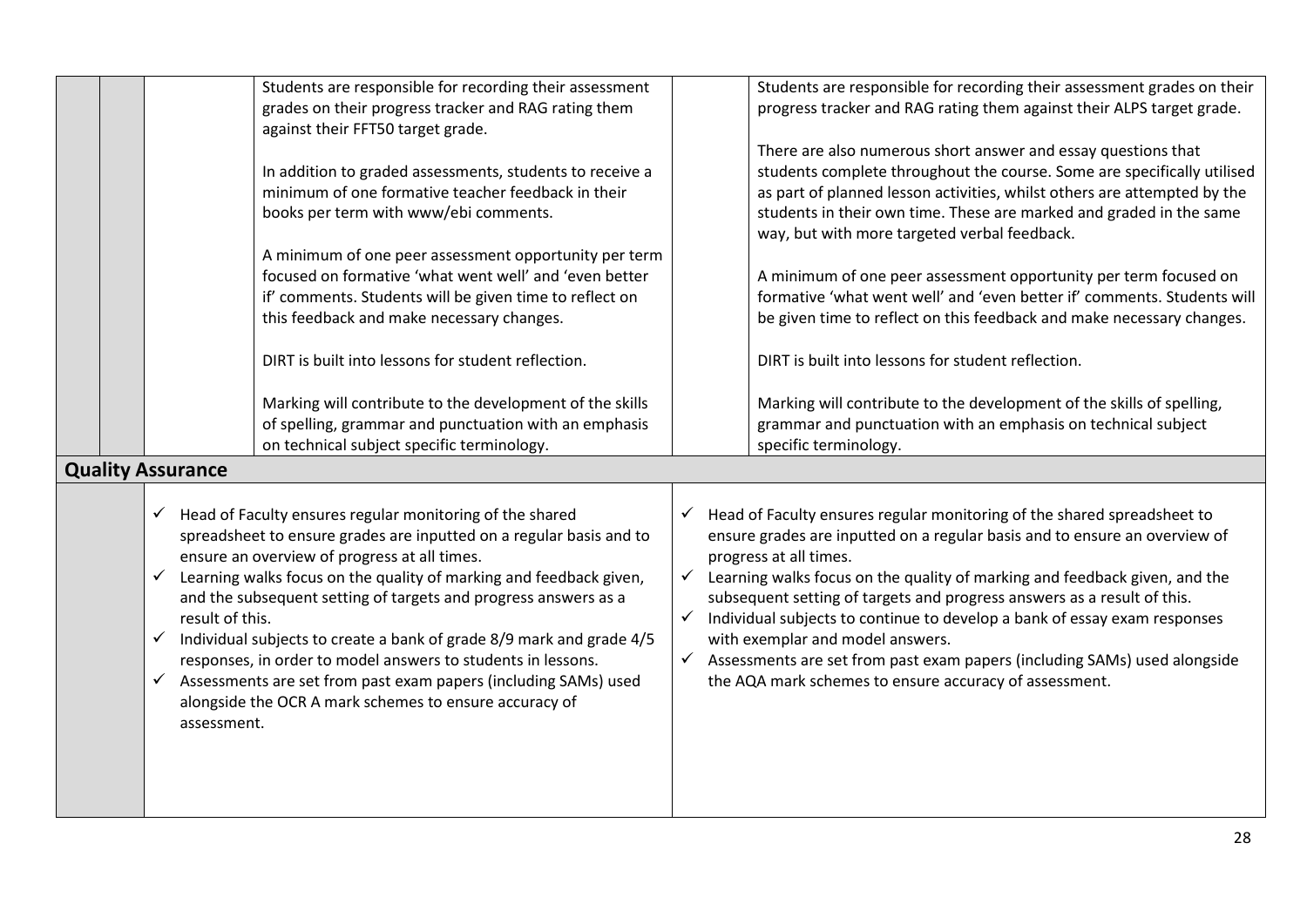| | | | | | |
|---|---|---|---|---|---|
| | | | Students are responsible for recording their assessment grades on their progress tracker and RAG rating them against their FFT50 target grade.<br><br>In addition to graded assessments, students to receive a minimum of one formative teacher feedback in their books per term with www/ebi comments.<br><br>A minimum of one peer assessment opportunity per term focused on formative 'what went well' and 'even better if' comments. Students will be given time to reflect on this feedback and make necessary changes.<br><br>DIRT is built into lessons for student reflection.<br><br>Marking will contribute to the development of the skills of spelling, grammar and punctuation with an emphasis on technical subject specific terminology. | | Students are responsible for recording their assessment grades on their progress tracker and RAG rating them against their ALPS target grade.<br><br>There are also numerous short answer and essay questions that students complete throughout the course. Some are specifically utilised as part of planned lesson activities, whilst others are attempted by the students in their own time. These are marked and graded in the same way, but with more targeted verbal feedback.<br><br>A minimum of one peer assessment opportunity per term focused on formative 'what went well' and 'even better if' comments. Students will be given time to reflect on this feedback and make necessary changes.<br><br>DIRT is built into lessons for student reflection.<br><br>Marking will contribute to the development of the skills of spelling, grammar and punctuation with an emphasis on technical subject specific terminology. |

## Quality Assurance

| | | |
|---|---|---|
| | ✓ Head of Faculty ensures regular monitoring of the shared spreadsheet to ensure grades are inputted on a regular basis and to ensure an overview of progress at all times.<br>✓ Learning walks focus on the quality of marking and feedback given, and the subsequent setting of targets and progress answers as a result of this.<br>✓ Individual subjects to create a bank of grade 8/9 mark and grade 4/5 responses, in order to model answers to students in lessons.<br>✓ Assessments are set from past exam papers (including SAMs) used alongside the OCR A mark schemes to ensure accuracy of assessment. | ✓ Head of Faculty ensures regular monitoring of the shared spreadsheet to ensure grades are inputted on a regular basis and to ensure an overview of progress at all times.<br>✓ Learning walks focus on the quality of marking and feedback given, and the subsequent setting of targets and progress answers as a result of this.<br>✓ Individual subjects to continue to develop a bank of essay exam responses with exemplar and model answers.<br>✓ Assessments are set from past exam papers (including SAMs) used alongside the AQA mark schemes to ensure accuracy of assessment. |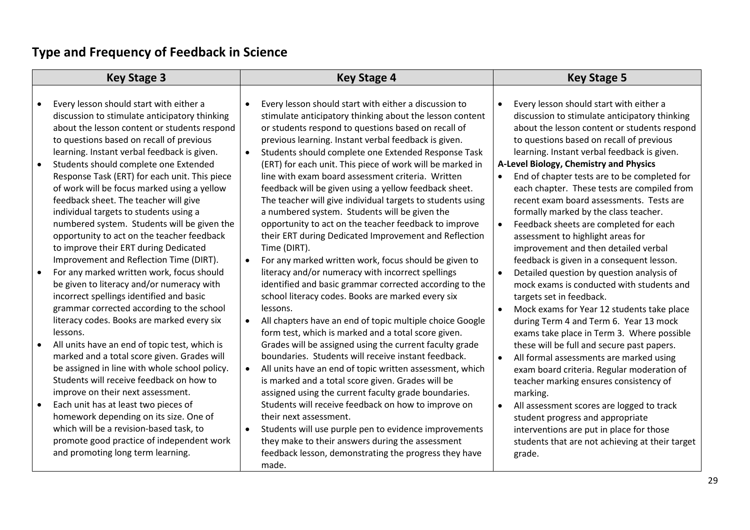## Type and Frequency of Feedback in Science

| Key Stage 3 | Key Stage 4 | Key Stage 5 |
| --- | --- | --- |
| • Every lesson should start with either a discussion to stimulate anticipatory thinking about the lesson content or students respond to questions based on recall of previous learning. Instant verbal feedback is given.<br>• Students should complete one Extended Response Task (ERT) for each unit. This piece of work will be focus marked using a yellow feedback sheet. The teacher will give individual targets to students using a numbered system. Students will be given the opportunity to act on the teacher feedback to improve their ERT during Dedicated Improvement and Reflection Time (DIRT).<br>• For any marked written work, focus should be given to literacy and/or numeracy with incorrect spellings identified and basic grammar corrected according to the school literacy codes. Books are marked every six lessons.<br>• All units have an end of topic test, which is marked and a total score given. Grades will be assigned in line with whole school policy. Students will receive feedback on how to improve on their next assessment.<br>• Each unit has at least two pieces of homework depending on its size. One of which will be a revision-based task, to promote good practice of independent work and promoting long term learning. | • Every lesson should start with either a discussion to stimulate anticipatory thinking about the lesson content or students respond to questions based on recall of previous learning. Instant verbal feedback is given.<br>• Students should complete one Extended Response Task (ERT) for each unit. This piece of work will be marked in line with exam board assessment criteria. Written feedback will be given using a yellow feedback sheet. The teacher will give individual targets to students using a numbered system. Students will be given the opportunity to act on the teacher feedback to improve their ERT during Dedicated Improvement and Reflection Time (DIRT).<br>• For any marked written work, focus should be given to literacy and/or numeracy with incorrect spellings identified and basic grammar corrected according to the school literacy codes. Books are marked every six lessons.<br>• All chapters have an end of topic multiple choice Google form test, which is marked and a total score given. Grades will be assigned using the current faculty grade boundaries. Students will receive instant feedback.<br>• All units have an end of topic written assessment, which is marked and a total score given. Grades will be assigned using the current faculty grade boundaries. Students will receive feedback on how to improve on their next assessment.<br>• Students will use purple pen to evidence improvements they make to their answers during the assessment feedback lesson, demonstrating the progress they have made. | • Every lesson should start with either a discussion to stimulate anticipatory thinking about the lesson content or students respond to questions based on recall of previous learning. Instant verbal feedback is given.<br>**A-Level Biology, Chemistry and Physics**<br>• End of chapter tests are to be completed for each chapter. These tests are compiled from recent exam board assessments. Tests are formally marked by the class teacher.<br>• Feedback sheets are completed for each assessment to highlight areas for improvement and then detailed verbal feedback is given in a consequent lesson.<br>• Detailed question by question analysis of mock exams is conducted with students and targets set in feedback.<br>• Mock exams for Year 12 students take place during Term 4 and Term 6. Year 13 mock exams take place in Term 3. Where possible these will be full and secure past papers.<br>• All formal assessments are marked using exam board criteria. Regular moderation of teacher marking ensures consistency of marking.<br>• All assessment scores are logged to track student progress and appropriate interventions are put in place for those students that are not achieving at their target grade. |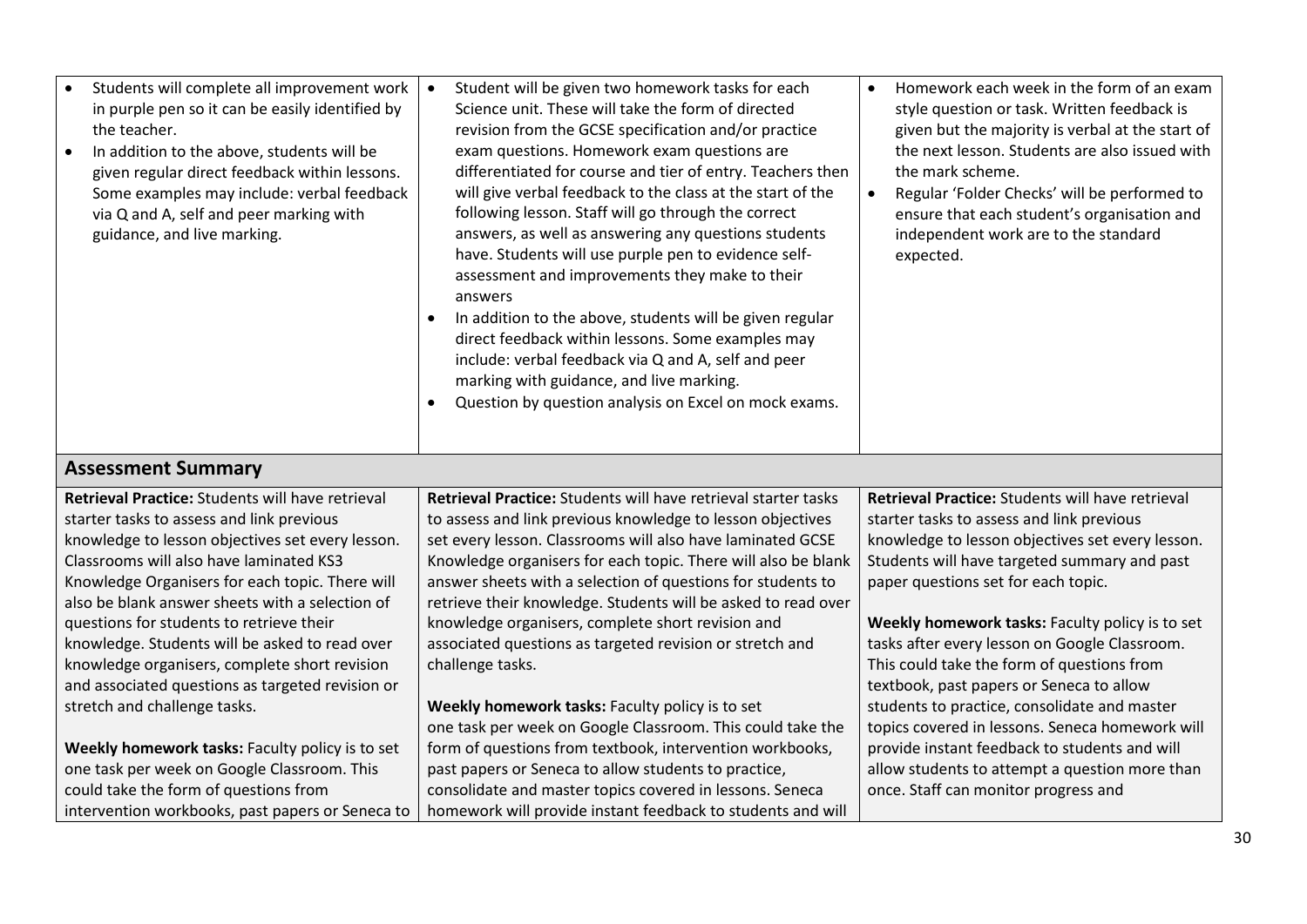| | | |
|---|---|---|
| • Students will complete all improvement work in purple pen so it can be easily identified by the teacher.<br>• In addition to the above, students will be given regular direct feedback within lessons. Some examples may include: verbal feedback via Q and A, self and peer marking with guidance, and live marking. | • Student will be given two homework tasks for each Science unit. These will take the form of directed revision from the GCSE specification and/or practice exam questions. Homework exam questions are differentiated for course and tier of entry. Teachers then will give verbal feedback to the class at the start of the following lesson. Staff will go through the correct answers, as well as answering any questions students have. Students will use purple pen to evidence self-assessment and improvements they make to their answers<br>• In addition to the above, students will be given regular direct feedback within lessons. Some examples may include: verbal feedback via Q and A, self and peer marking with guidance, and live marking.<br>• Question by question analysis on Excel on mock exams. | • Homework each week in the form of an exam style question or task. Written feedback is given but the majority is verbal at the start of the next lesson. Students are also issued with the mark scheme.<br>• Regular 'Folder Checks' will be performed to ensure that each student's organisation and independent work are to the standard expected. |
| **Assessment Summary** | | |
| **Retrieval Practice:** Students will have retrieval starter tasks to assess and link previous knowledge to lesson objectives set every lesson. Classrooms will also have laminated KS3 Knowledge Organisers for each topic. There will also be blank answer sheets with a selection of questions for students to retrieve their knowledge. Students will be asked to read over knowledge organisers, complete short revision and associated questions as targeted revision or stretch and challenge tasks.<br><br>**Weekly homework tasks:** Faculty policy is to set one task per week on Google Classroom. This could take the form of questions from intervention workbooks, past papers or Seneca to | **Retrieval Practice:** Students will have retrieval starter tasks to assess and link previous knowledge to lesson objectives set every lesson. Classrooms will also have laminated GCSE Knowledge organisers for each topic. There will also be blank answer sheets with a selection of questions for students to retrieve their knowledge. Students will be asked to read over knowledge organisers, complete short revision and associated questions as targeted revision or stretch and challenge tasks.<br><br>**Weekly homework tasks:** Faculty policy is to set one task per week on Google Classroom. This could take the form of questions from textbook, intervention workbooks, past papers or Seneca to allow students to practice, consolidate and master topics covered in lessons. Seneca homework will provide instant feedback to students and will | **Retrieval Practice:** Students will have retrieval starter tasks to assess and link previous knowledge to lesson objectives set every lesson. Students will have targeted summary and past paper questions set for each topic.<br><br>**Weekly homework tasks:** Faculty policy is to set tasks after every lesson on Google Classroom. This could take the form of questions from textbook, past papers or Seneca to allow students to practice, consolidate and master topics covered in lessons. Seneca homework will provide instant feedback to students and will allow students to attempt a question more than once. Staff can monitor progress and |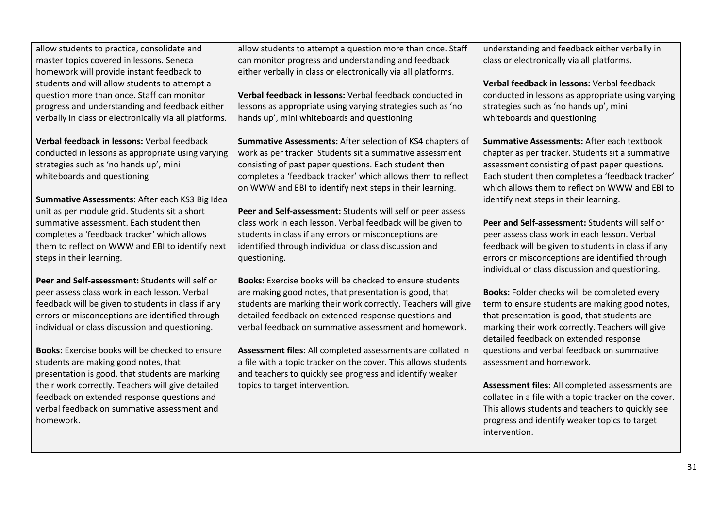| | | |
|---|---|---|
| allow students to practice, consolidate and master topics covered in lessons. Seneca homework will provide instant feedback to students and will allow students to attempt a question more than once. Staff can monitor progress and understanding and feedback either verbally in class or electronically via all platforms.<br><br>**Verbal feedback in lessons:** Verbal feedback conducted in lessons as appropriate using varying strategies such as 'no hands up', mini whiteboards and questioning<br><br>**Summative Assessments:** After each KS3 Big Idea unit as per module grid. Students sit a short summative assessment. Each student then completes a 'feedback tracker' which allows them to reflect on WWW and EBI to identify next steps in their learning.<br><br>**Peer and Self-assessment:** Students will self or peer assess class work in each lesson. Verbal feedback will be given to students in class if any errors or misconceptions are identified through individual or class discussion and questioning.<br><br>**Books:** Exercise books will be checked to ensure students are making good notes, that presentation is good, that students are marking their work correctly. Teachers will give detailed feedback on extended response questions and verbal feedback on summative assessment and homework. | allow students to attempt a question more than once. Staff can monitor progress and understanding and feedback either verbally in class or electronically via all platforms.<br><br>**Verbal feedback in lessons:** Verbal feedback conducted in lessons as appropriate using varying strategies such as 'no hands up', mini whiteboards and questioning<br><br>**Summative Assessments:** After selection of KS4 chapters of work as per tracker. Students sit a summative assessment consisting of past paper questions. Each student then completes a 'feedback tracker' which allows them to reflect on WWW and EBI to identify next steps in their learning.<br><br>**Peer and Self-assessment:** Students will self or peer assess class work in each lesson. Verbal feedback will be given to students in class if any errors or misconceptions are identified through individual or class discussion and questioning.<br><br>**Books:** Exercise books will be checked to ensure students are making good notes, that presentation is good, that students are marking their work correctly. Teachers will give detailed feedback on extended response questions and verbal feedback on summative assessment and homework.<br><br>**Assessment files:** All completed assessments are collated in a file with a topic tracker on the cover. This allows students and teachers to quickly see progress and identify weaker topics to target intervention. | understanding and feedback either verbally in class or electronically via all platforms.<br><br>**Verbal feedback in lessons:** Verbal feedback conducted in lessons as appropriate using varying strategies such as 'no hands up', mini whiteboards and questioning<br><br>**Summative Assessments:** After each textbook chapter as per tracker. Students sit a summative assessment consisting of past paper questions. Each student then completes a 'feedback tracker' which allows them to reflect on WWW and EBI to identify next steps in their learning.<br><br>**Peer and Self-assessment:** Students will self or peer assess class work in each lesson. Verbal feedback will be given to students in class if any errors or misconceptions are identified through individual or class discussion and questioning.<br><br>**Books:** Folder checks will be completed every term to ensure students are making good notes, that presentation is good, that students are marking their work correctly. Teachers will give detailed feedback on extended response questions and verbal feedback on summative assessment and homework.<br><br>**Assessment files:** All completed assessments are collated in a file with a topic tracker on the cover. This allows students and teachers to quickly see progress and identify weaker topics to target intervention. |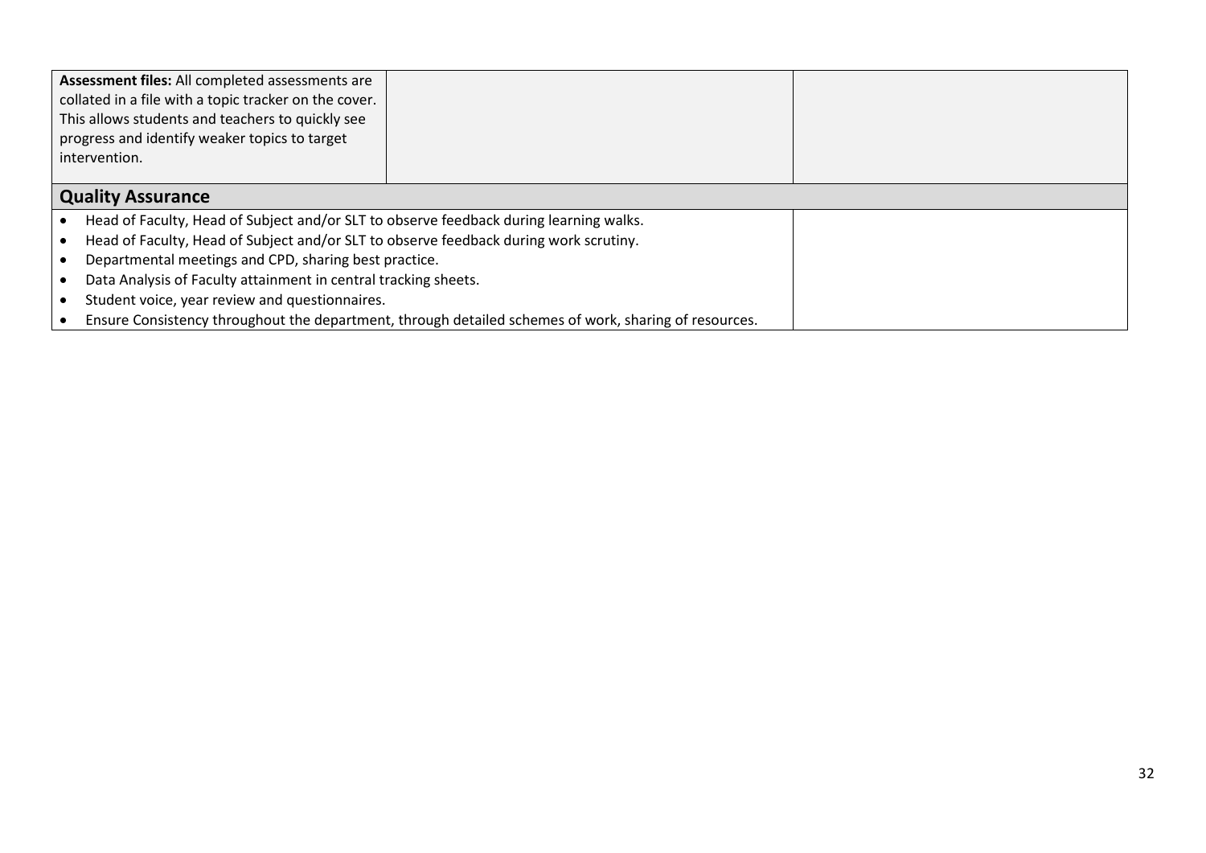| | | |
|---|---|---|
| **Assessment files:** All completed assessments are collated in a file with a topic tracker on the cover. This allows students and teachers to quickly see progress and identify weaker topics to target intervention. | | |

## Quality Assurance

- Head of Faculty, Head of Subject and/or SLT to observe feedback during learning walks.
- Head of Faculty, Head of Subject and/or SLT to observe feedback during work scrutiny.
- Departmental meetings and CPD, sharing best practice.
- Data Analysis of Faculty attainment in central tracking sheets.
- Student voice, year review and questionnaires.
- Ensure Consistency throughout the department, through detailed schemes of work, sharing of resources.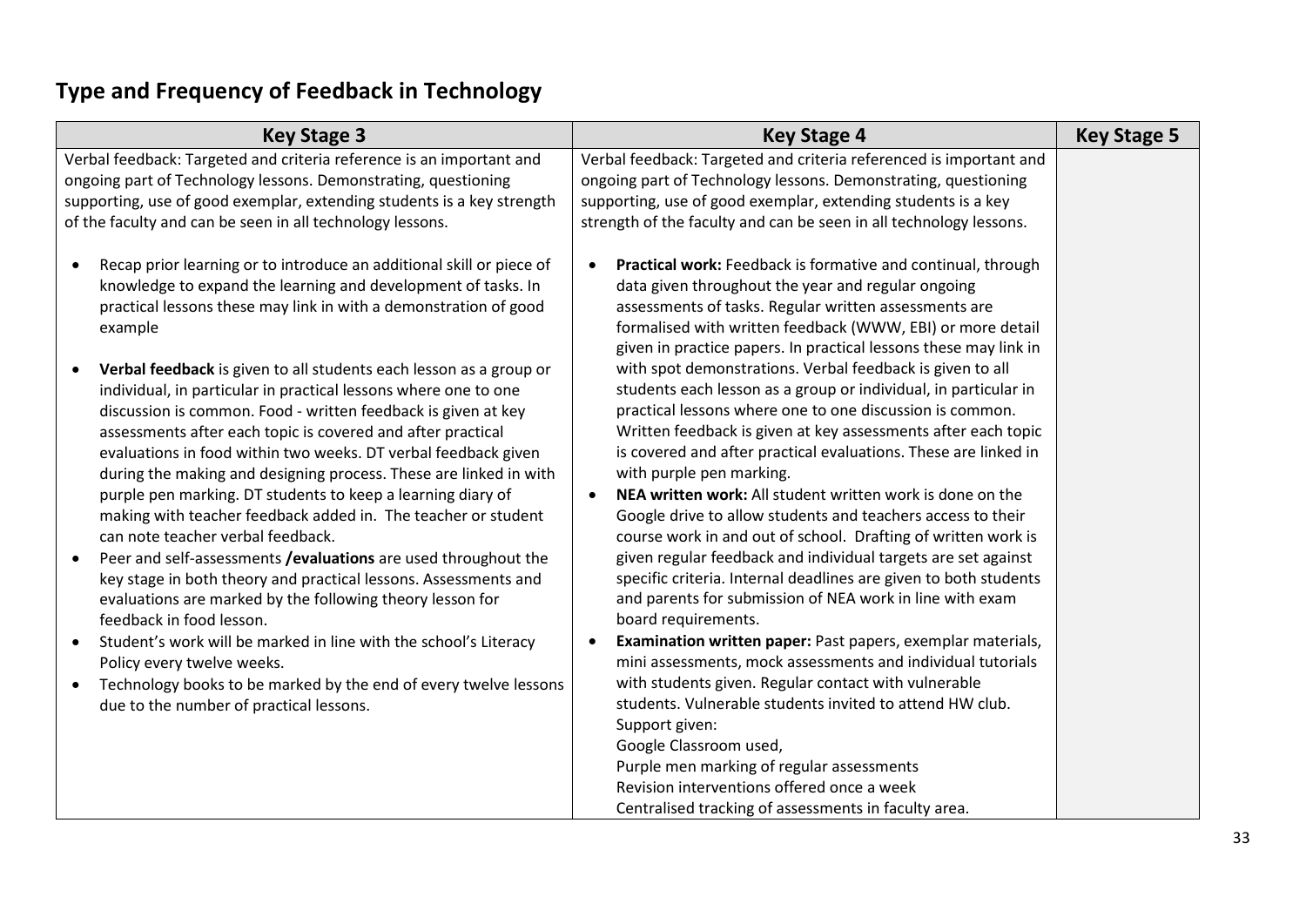# Type and Frequency of Feedback in Technology

| Key Stage 3 | Key Stage 4 | Key Stage 5 |
|---|---|---|
| Verbal feedback: Targeted and criteria reference is an important and ongoing part of Technology lessons. Demonstrating, questioning supporting, use of good exemplar, extending students is a key strength of the faculty and can be seen in all technology lessons.<br><br>• Recap prior learning or to introduce an additional skill or piece of knowledge to expand the learning and development of tasks. In practical lessons these may link in with a demonstration of good example<br><br>• **Verbal feedback** is given to all students each lesson as a group or individual, in particular in practical lessons where one to one discussion is common. Food - written feedback is given at key assessments after each topic is covered and after practical evaluations in food within two weeks. DT verbal feedback given during the making and designing process. These are linked in with purple pen marking. DT students to keep a learning diary of making with teacher feedback added in. The teacher or student can note teacher verbal feedback.<br>• Peer and self-assessments **/evaluations** are used throughout the key stage in both theory and practical lessons. Assessments and evaluations are marked by the following theory lesson for feedback in food lesson.<br>• Student's work will be marked in line with the school's Literacy Policy every twelve weeks.<br>• Technology books to be marked by the end of every twelve lessons due to the number of practical lessons. | Verbal feedback: Targeted and criteria referenced is important and ongoing part of Technology lessons. Demonstrating, questioning supporting, use of good exemplar, extending students is a key strength of the faculty and can be seen in all technology lessons.<br><br>• **Practical work:** Feedback is formative and continual, through data given throughout the year and regular ongoing assessments of tasks. Regular written assessments are formalised with written feedback (WWW, EBI) or more detail given in practice papers. In practical lessons these may link in with spot demonstrations. Verbal feedback is given to all students each lesson as a group or individual, in particular in practical lessons where one to one discussion is common. Written feedback is given at key assessments after each topic is covered and after practical evaluations. These are linked in with purple pen marking.<br>• **NEA written work:** All student written work is done on the Google drive to allow students and teachers access to their course work in and out of school. Drafting of written work is given regular feedback and individual targets are set against specific criteria. Internal deadlines are given to both students and parents for submission of NEA work in line with exam board requirements.<br>• **Examination written paper:** Past papers, exemplar materials, mini assessments, mock assessments and individual tutorials with students given. Regular contact with vulnerable students. Vulnerable students invited to attend HW club.<br>Support given:<br>Google Classroom used,<br>Purple men marking of regular assessments<br>Revision interventions offered once a week<br>Centralised tracking of assessments in faculty area. | |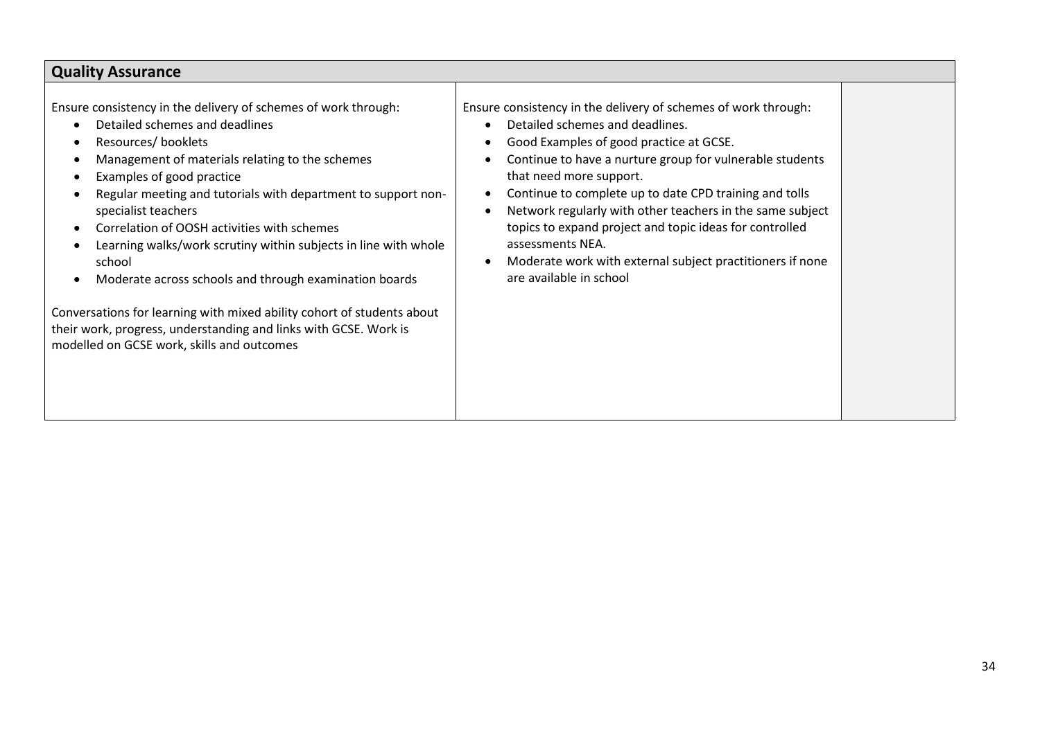| Quality Assurance | | |
|---|---|---|
| Ensure consistency in the delivery of schemes of work through:<br>• Detailed schemes and deadlines<br>• Resources/ booklets<br>• Management of materials relating to the schemes<br>• Examples of good practice<br>• Regular meeting and tutorials with department to support non-specialist teachers<br>• Correlation of OOSH activities with schemes<br>• Learning walks/work scrutiny within subjects in line with whole school<br>• Moderate across schools and through examination boards<br><br>Conversations for learning with mixed ability cohort of students about their work, progress, understanding and links with GCSE. Work is modelled on GCSE work, skills and outcomes | Ensure consistency in the delivery of schemes of work through:<br>• Detailed schemes and deadlines.<br>• Good Examples of good practice at GCSE.<br>• Continue to have a nurture group for vulnerable students that need more support.<br>• Continue to complete up to date CPD training and tolls<br>• Network regularly with other teachers in the same subject topics to expand project and topic ideas for controlled assessments NEA.<br>• Moderate work with external subject practitioners if none are available in school | |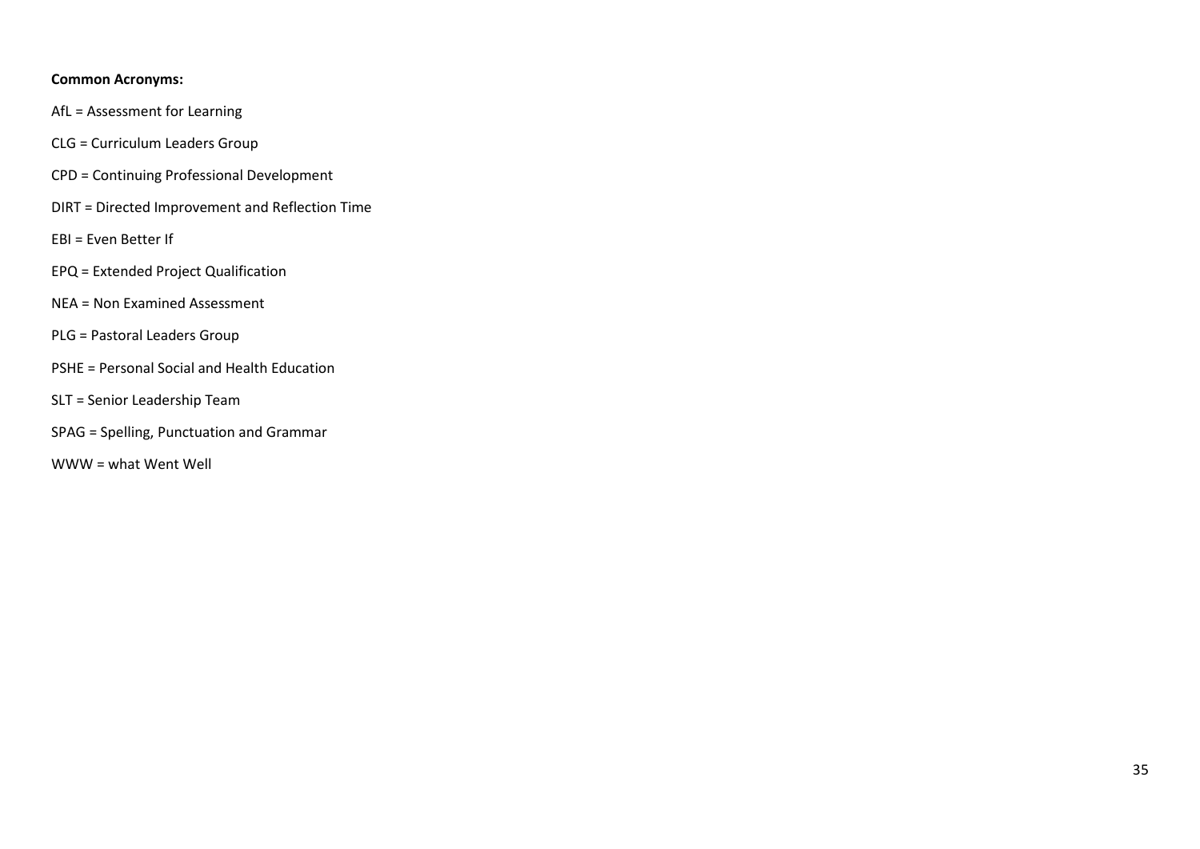**Common Acronyms:**

AfL = Assessment for Learning

CLG = Curriculum Leaders Group

CPD = Continuing Professional Development

DIRT = Directed Improvement and Reflection Time

EBI = Even Better If

EPQ = Extended Project Qualification

NEA = Non Examined Assessment

PLG = Pastoral Leaders Group

PSHE = Personal Social and Health Education

SLT = Senior Leadership Team

SPAG = Spelling, Punctuation and Grammar

WWW = what Went Well